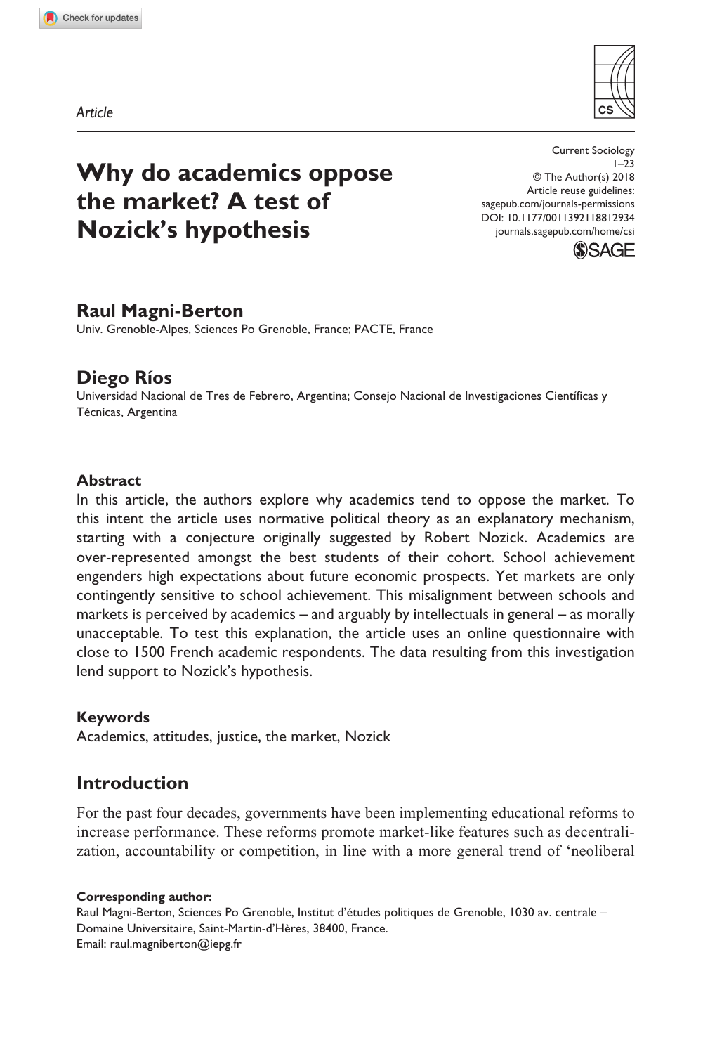*Article*

# Why do academics oppose the market? A test of Nozick's hypothesis

Current Sociology
1–23
© The Author(s) 2018
Article reuse guidelines:
sagepub.com/journals-permissions
DOI: 10.1177/0011392118812934
journals.sagepub.com/home/csi

**Raul Magni-Berton**
Univ. Grenoble-Alpes, Sciences Po Grenoble, France; PACTE, France

**Diego Ríos**
Universidad Nacional de Tres de Febrero, Argentina; Consejo Nacional de Investigaciones Científicas y Técnicas, Argentina

### Abstract

In this article, the authors explore why academics tend to oppose the market. To this intent the article uses normative political theory as an explanatory mechanism, starting with a conjecture originally suggested by Robert Nozick. Academics are over-represented amongst the best students of their cohort. School achievement engenders high expectations about future economic prospects. Yet markets are only contingently sensitive to school achievement. This misalignment between schools and markets is perceived by academics – and arguably by intellectuals in general – as morally unacceptable. To test this explanation, the article uses an online questionnaire with close to 1500 French academic respondents. The data resulting from this investigation lend support to Nozick's hypothesis.

### Keywords

Academics, attitudes, justice, the market, Nozick

## Introduction

For the past four decades, governments have been implementing educational reforms to increase performance. These reforms promote market-like features such as decentralization, accountability or competition, in line with a more general trend of 'neoliberal

**Corresponding author:**
Raul Magni-Berton, Sciences Po Grenoble, Institut d'études politiques de Grenoble, 1030 av. centrale – Domaine Universitaire, Saint-Martin-d'Hères, 38400, France.
Email: raul.magniberton@iepg.fr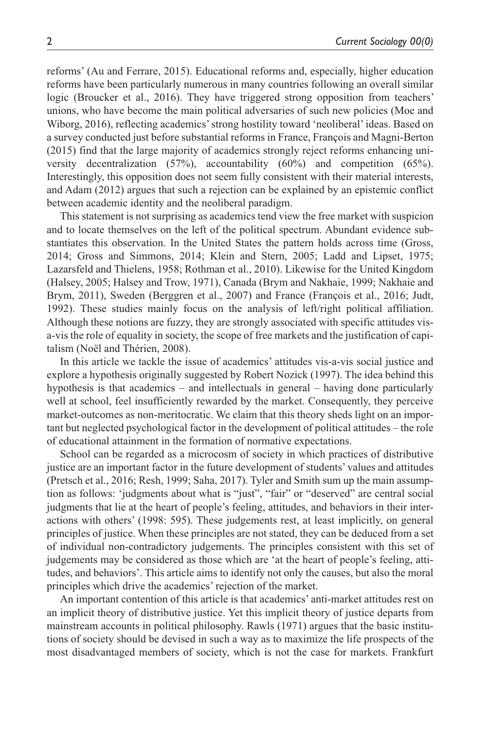reforms' (Au and Ferrare, 2015). Educational reforms and, especially, higher education reforms have been particularly numerous in many countries following an overall similar logic (Broucker et al., 2016). They have triggered strong opposition from teachers' unions, who have become the main political adversaries of such new policies (Moe and Wiborg, 2016), reflecting academics' strong hostility toward 'neoliberal' ideas. Based on a survey conducted just before substantial reforms in France, François and Magni-Berton (2015) find that the large majority of academics strongly reject reforms enhancing university decentralization (57%), accountability (60%) and competition (65%). Interestingly, this opposition does not seem fully consistent with their material interests, and Adam (2012) argues that such a rejection can be explained by an epistemic conflict between academic identity and the neoliberal paradigm.

This statement is not surprising as academics tend view the free market with suspicion and to locate themselves on the left of the political spectrum. Abundant evidence substantiates this observation. In the United States the pattern holds across time (Gross, 2014; Gross and Simmons, 2014; Klein and Stern, 2005; Ladd and Lipset, 1975; Lazarsfeld and Thielens, 1958; Rothman et al., 2010). Likewise for the United Kingdom (Halsey, 2005; Halsey and Trow, 1971), Canada (Brym and Nakhaie, 1999; Nakhaie and Brym, 2011), Sweden (Berggren et al., 2007) and France (François et al., 2016; Judt, 1992). These studies mainly focus on the analysis of left/right political affiliation. Although these notions are fuzzy, they are strongly associated with specific attitudes vis-a-vis the role of equality in society, the scope of free markets and the justification of capitalism (Noël and Thérien, 2008).

In this article we tackle the issue of academics' attitudes vis-a-vis social justice and explore a hypothesis originally suggested by Robert Nozick (1997). The idea behind this hypothesis is that academics – and intellectuals in general – having done particularly well at school, feel insufficiently rewarded by the market. Consequently, they perceive market-outcomes as non-meritocratic. We claim that this theory sheds light on an important but neglected psychological factor in the development of political attitudes – the role of educational attainment in the formation of normative expectations.

School can be regarded as a microcosm of society in which practices of distributive justice are an important factor in the future development of students' values and attitudes (Pretsch et al., 2016; Resh, 1999; Saha, 2017). Tyler and Smith sum up the main assumption as follows: 'judgments about what is "just", "fair" or "deserved" are central social judgments that lie at the heart of people's feeling, attitudes, and behaviors in their interactions with others' (1998: 595). These judgements rest, at least implicitly, on general principles of justice. When these principles are not stated, they can be deduced from a set of individual non-contradictory judgements. The principles consistent with this set of judgements may be considered as those which are 'at the heart of people's feeling, attitudes, and behaviors'. This article aims to identify not only the causes, but also the moral principles which drive the academics' rejection of the market.

An important contention of this article is that academics' anti-market attitudes rest on an implicit theory of distributive justice. Yet this implicit theory of justice departs from mainstream accounts in political philosophy. Rawls (1971) argues that the basic institutions of society should be devised in such a way as to maximize the life prospects of the most disadvantaged members of society, which is not the case for markets. Frankfurt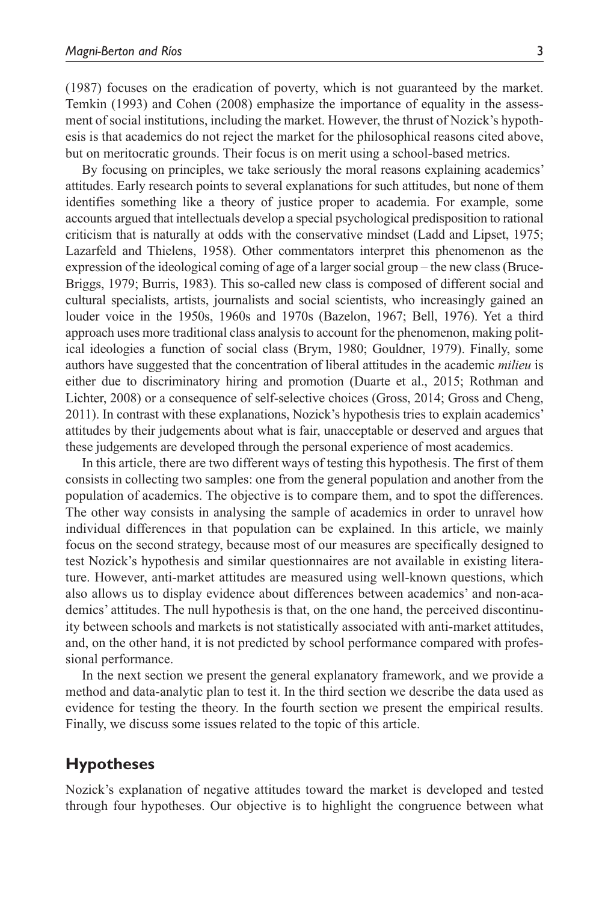(1987) focuses on the eradication of poverty, which is not guaranteed by the market. Temkin (1993) and Cohen (2008) emphasize the importance of equality in the assessment of social institutions, including the market. However, the thrust of Nozick's hypothesis is that academics do not reject the market for the philosophical reasons cited above, but on meritocratic grounds. Their focus is on merit using a school-based metrics.

By focusing on principles, we take seriously the moral reasons explaining academics' attitudes. Early research points to several explanations for such attitudes, but none of them identifies something like a theory of justice proper to academia. For example, some accounts argued that intellectuals develop a special psychological predisposition to rational criticism that is naturally at odds with the conservative mindset (Ladd and Lipset, 1975; Lazarfeld and Thielens, 1958). Other commentators interpret this phenomenon as the expression of the ideological coming of age of a larger social group – the new class (Bruce-Briggs, 1979; Burris, 1983). This so-called new class is composed of different social and cultural specialists, artists, journalists and social scientists, who increasingly gained an louder voice in the 1950s, 1960s and 1970s (Bazelon, 1967; Bell, 1976). Yet a third approach uses more traditional class analysis to account for the phenomenon, making political ideologies a function of social class (Brym, 1980; Gouldner, 1979). Finally, some authors have suggested that the concentration of liberal attitudes in the academic *milieu* is either due to discriminatory hiring and promotion (Duarte et al., 2015; Rothman and Lichter, 2008) or a consequence of self-selective choices (Gross, 2014; Gross and Cheng, 2011). In contrast with these explanations, Nozick's hypothesis tries to explain academics' attitudes by their judgements about what is fair, unacceptable or deserved and argues that these judgements are developed through the personal experience of most academics.

In this article, there are two different ways of testing this hypothesis. The first of them consists in collecting two samples: one from the general population and another from the population of academics. The objective is to compare them, and to spot the differences. The other way consists in analysing the sample of academics in order to unravel how individual differences in that population can be explained. In this article, we mainly focus on the second strategy, because most of our measures are specifically designed to test Nozick's hypothesis and similar questionnaires are not available in existing literature. However, anti-market attitudes are measured using well-known questions, which also allows us to display evidence about differences between academics' and non-academics' attitudes. The null hypothesis is that, on the one hand, the perceived discontinuity between schools and markets is not statistically associated with anti-market attitudes, and, on the other hand, it is not predicted by school performance compared with professional performance.

In the next section we present the general explanatory framework, and we provide a method and data-analytic plan to test it. In the third section we describe the data used as evidence for testing the theory. In the fourth section we present the empirical results. Finally, we discuss some issues related to the topic of this article.

## Hypotheses

Nozick's explanation of negative attitudes toward the market is developed and tested through four hypotheses. Our objective is to highlight the congruence between what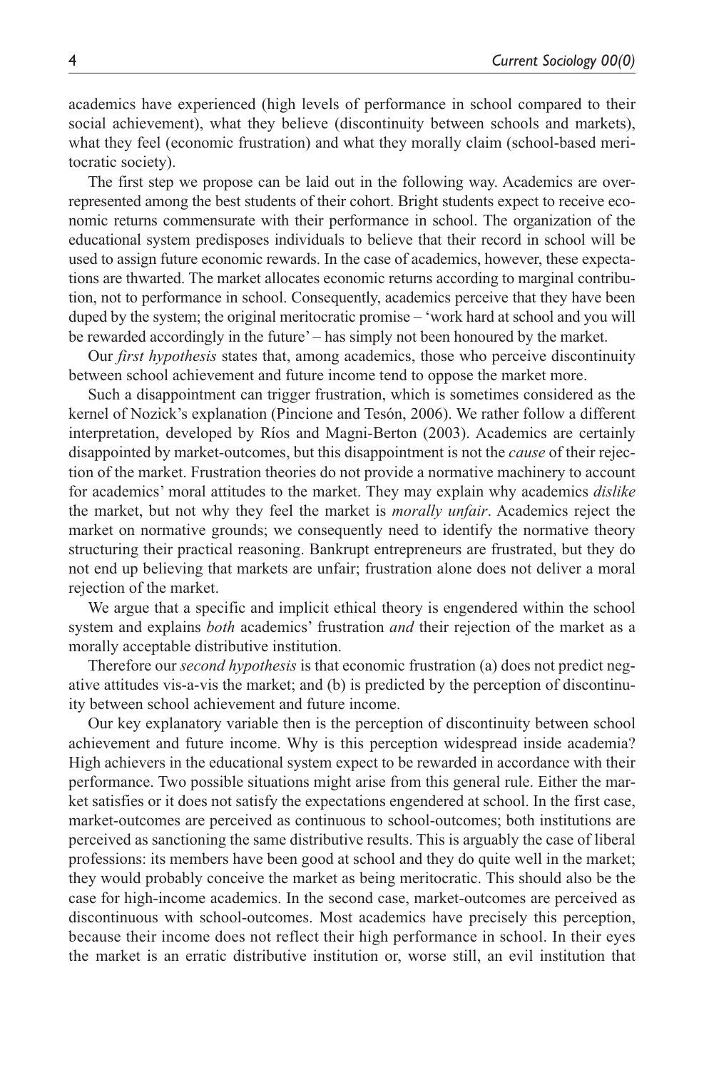academics have experienced (high levels of performance in school compared to their social achievement), what they believe (discontinuity between schools and markets), what they feel (economic frustration) and what they morally claim (school-based meritocratic society).

The first step we propose can be laid out in the following way. Academics are overrepresented among the best students of their cohort. Bright students expect to receive economic returns commensurate with their performance in school. The organization of the educational system predisposes individuals to believe that their record in school will be used to assign future economic rewards. In the case of academics, however, these expectations are thwarted. The market allocates economic returns according to marginal contribution, not to performance in school. Consequently, academics perceive that they have been duped by the system; the original meritocratic promise – 'work hard at school and you will be rewarded accordingly in the future' – has simply not been honoured by the market.

Our *first hypothesis* states that, among academics, those who perceive discontinuity between school achievement and future income tend to oppose the market more.

Such a disappointment can trigger frustration, which is sometimes considered as the kernel of Nozick's explanation (Pincione and Tesón, 2006). We rather follow a different interpretation, developed by Ríos and Magni-Berton (2003). Academics are certainly disappointed by market-outcomes, but this disappointment is not the *cause* of their rejection of the market. Frustration theories do not provide a normative machinery to account for academics' moral attitudes to the market. They may explain why academics *dislike* the market, but not why they feel the market is *morally unfair*. Academics reject the market on normative grounds; we consequently need to identify the normative theory structuring their practical reasoning. Bankrupt entrepreneurs are frustrated, but they do not end up believing that markets are unfair; frustration alone does not deliver a moral rejection of the market.

We argue that a specific and implicit ethical theory is engendered within the school system and explains *both* academics' frustration *and* their rejection of the market as a morally acceptable distributive institution.

Therefore our *second hypothesis* is that economic frustration (a) does not predict negative attitudes vis-a-vis the market; and (b) is predicted by the perception of discontinuity between school achievement and future income.

Our key explanatory variable then is the perception of discontinuity between school achievement and future income. Why is this perception widespread inside academia? High achievers in the educational system expect to be rewarded in accordance with their performance. Two possible situations might arise from this general rule. Either the market satisfies or it does not satisfy the expectations engendered at school. In the first case, market-outcomes are perceived as continuous to school-outcomes; both institutions are perceived as sanctioning the same distributive results. This is arguably the case of liberal professions: its members have been good at school and they do quite well in the market; they would probably conceive the market as being meritocratic. This should also be the case for high-income academics. In the second case, market-outcomes are perceived as discontinuous with school-outcomes. Most academics have precisely this perception, because their income does not reflect their high performance in school. In their eyes the market is an erratic distributive institution or, worse still, an evil institution that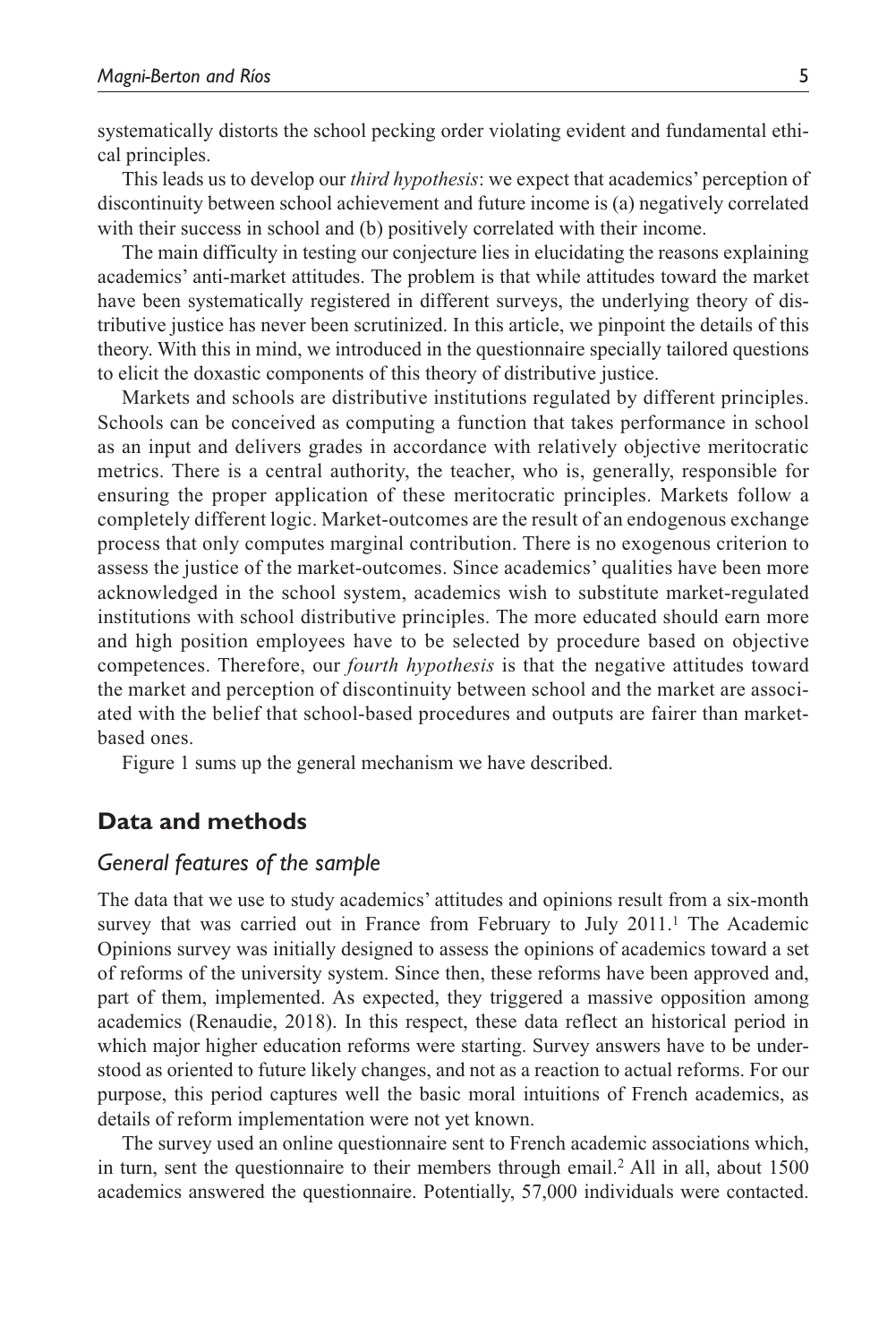systematically distorts the school pecking order violating evident and fundamental ethical principles.

This leads us to develop our *third hypothesis*: we expect that academics' perception of discontinuity between school achievement and future income is (a) negatively correlated with their success in school and (b) positively correlated with their income.

The main difficulty in testing our conjecture lies in elucidating the reasons explaining academics' anti-market attitudes. The problem is that while attitudes toward the market have been systematically registered in different surveys, the underlying theory of distributive justice has never been scrutinized. In this article, we pinpoint the details of this theory. With this in mind, we introduced in the questionnaire specially tailored questions to elicit the doxastic components of this theory of distributive justice.

Markets and schools are distributive institutions regulated by different principles. Schools can be conceived as computing a function that takes performance in school as an input and delivers grades in accordance with relatively objective meritocratic metrics. There is a central authority, the teacher, who is, generally, responsible for ensuring the proper application of these meritocratic principles. Markets follow a completely different logic. Market-outcomes are the result of an endogenous exchange process that only computes marginal contribution. There is no exogenous criterion to assess the justice of the market-outcomes. Since academics' qualities have been more acknowledged in the school system, academics wish to substitute market-regulated institutions with school distributive principles. The more educated should earn more and high position employees have to be selected by procedure based on objective competences. Therefore, our *fourth hypothesis* is that the negative attitudes toward the market and perception of discontinuity between school and the market are associated with the belief that school-based procedures and outputs are fairer than market-based ones.

Figure 1 sums up the general mechanism we have described.

## Data and methods

### General features of the sample

The data that we use to study academics' attitudes and opinions result from a six-month survey that was carried out in France from February to July 2011.[1] The Academic Opinions survey was initially designed to assess the opinions of academics toward a set of reforms of the university system. Since then, these reforms have been approved and, part of them, implemented. As expected, they triggered a massive opposition among academics (Renaudie, 2018). In this respect, these data reflect an historical period in which major higher education reforms were starting. Survey answers have to be understood as oriented to future likely changes, and not as a reaction to actual reforms. For our purpose, this period captures well the basic moral intuitions of French academics, as details of reform implementation were not yet known.

The survey used an online questionnaire sent to French academic associations which, in turn, sent the questionnaire to their members through email.[2] All in all, about 1500 academics answered the questionnaire. Potentially, 57,000 individuals were contacted.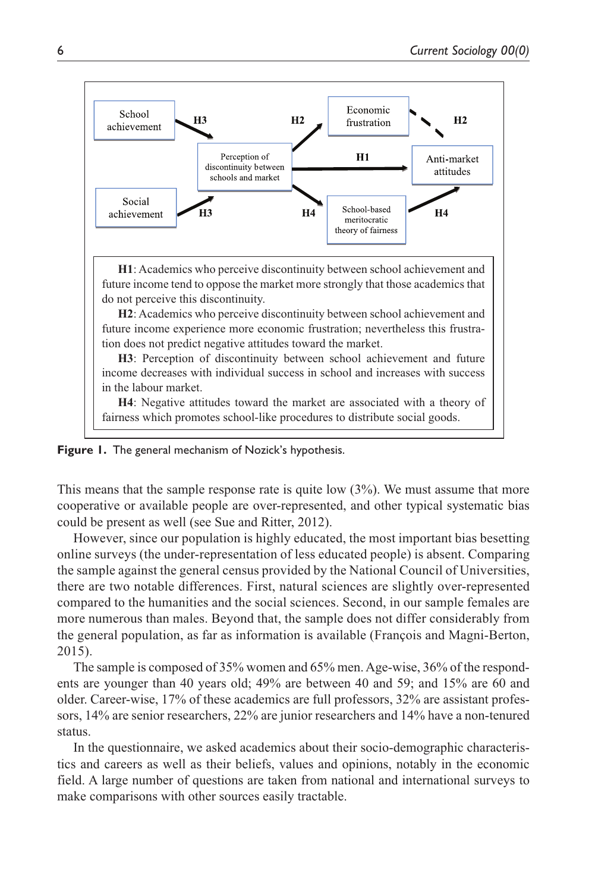School achievement

Social achievement

Perception of discontinuity between schools and market

Economic frustration

Anti-market attitudes

School-based meritocratic theory of fairness

H1 H2 H2 H3 H3 H4 H4

**H1**: Academics who perceive discontinuity between school achievement and future income tend to oppose the market more strongly that those academics that do not perceive this discontinuity.

**H2**: Academics who perceive discontinuity between school achievement and future income experience more economic frustration; nevertheless this frustration does not predict negative attitudes toward the market.

**H3**: Perception of discontinuity between school achievement and future income decreases with individual success in school and increases with success in the labour market.

**H4**: Negative attitudes toward the market are associated with a theory of fairness which promotes school-like procedures to distribute social goods.

**Figure 1.** The general mechanism of Nozick's hypothesis.

This means that the sample response rate is quite low (3%). We must assume that more cooperative or available people are over-represented, and other typical systematic bias could be present as well (see Sue and Ritter, 2012).

However, since our population is highly educated, the most important bias besetting online surveys (the under-representation of less educated people) is absent. Comparing the sample against the general census provided by the National Council of Universities, there are two notable differences. First, natural sciences are slightly over-represented compared to the humanities and the social sciences. Second, in our sample females are more numerous than males. Beyond that, the sample does not differ considerably from the general population, as far as information is available (François and Magni-Berton, 2015).

The sample is composed of 35% women and 65% men. Age-wise, 36% of the respondents are younger than 40 years old; 49% are between 40 and 59; and 15% are 60 and older. Career-wise, 17% of these academics are full professors, 32% are assistant professors, 14% are senior researchers, 22% are junior researchers and 14% have a non-tenured status.

In the questionnaire, we asked academics about their socio-demographic characteristics and careers as well as their beliefs, values and opinions, notably in the economic field. A large number of questions are taken from national and international surveys to make comparisons with other sources easily tractable.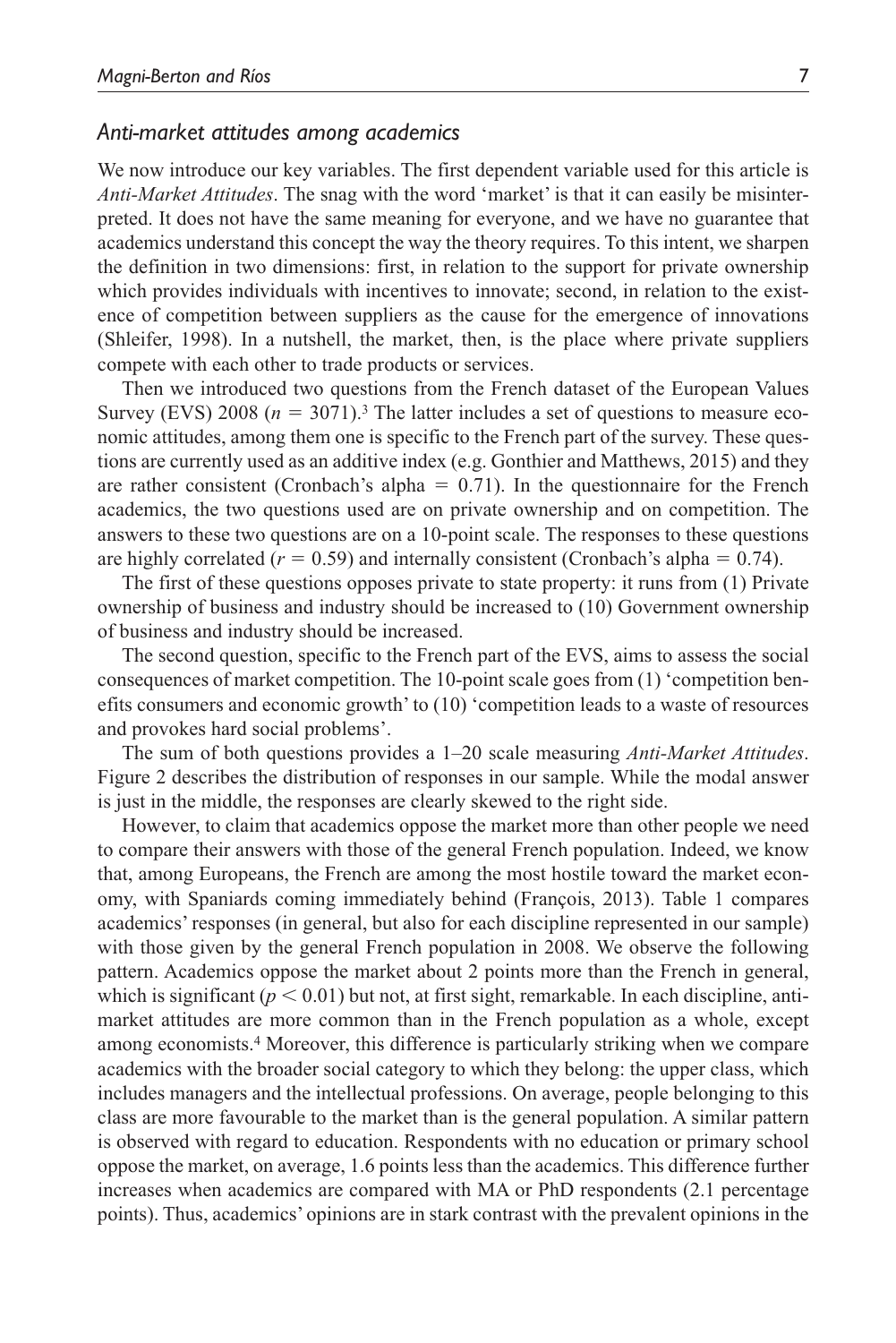### *Anti-market attitudes among academics*

We now introduce our key variables. The first dependent variable used for this article is *Anti-Market Attitudes*. The snag with the word 'market' is that it can easily be misinterpreted. It does not have the same meaning for everyone, and we have no guarantee that academics understand this concept the way the theory requires. To this intent, we sharpen the definition in two dimensions: first, in relation to the support for private ownership which provides individuals with incentives to innovate; second, in relation to the existence of competition between suppliers as the cause for the emergence of innovations (Shleifer, 1998). In a nutshell, the market, then, is the place where private suppliers compete with each other to trade products or services.

Then we introduced two questions from the French dataset of the European Values Survey (EVS) 2008 ($n = 3071$).[3] The latter includes a set of questions to measure economic attitudes, among them one is specific to the French part of the survey. These questions are currently used as an additive index (e.g. Gonthier and Matthews, 2015) and they are rather consistent (Cronbach's alpha = 0.71). In the questionnaire for the French academics, the two questions used are on private ownership and on competition. The answers to these two questions are on a 10-point scale. The responses to these questions are highly correlated ($r = 0.59$) and internally consistent (Cronbach's alpha = 0.74).

The first of these questions opposes private to state property: it runs from (1) Private ownership of business and industry should be increased to (10) Government ownership of business and industry should be increased.

The second question, specific to the French part of the EVS, aims to assess the social consequences of market competition. The 10-point scale goes from (1) 'competition benefits consumers and economic growth' to (10) 'competition leads to a waste of resources and provokes hard social problems'.

The sum of both questions provides a 1–20 scale measuring *Anti-Market Attitudes*. Figure 2 describes the distribution of responses in our sample. While the modal answer is just in the middle, the responses are clearly skewed to the right side.

However, to claim that academics oppose the market more than other people we need to compare their answers with those of the general French population. Indeed, we know that, among Europeans, the French are among the most hostile toward the market economy, with Spaniards coming immediately behind (François, 2013). Table 1 compares academics' responses (in general, but also for each discipline represented in our sample) with those given by the general French population in 2008. We observe the following pattern. Academics oppose the market about 2 points more than the French in general, which is significant ($p < 0.01$) but not, at first sight, remarkable. In each discipline, anti-market attitudes are more common than in the French population as a whole, except among economists.[4] Moreover, this difference is particularly striking when we compare academics with the broader social category to which they belong: the upper class, which includes managers and the intellectual professions. On average, people belonging to this class are more favourable to the market than is the general population. A similar pattern is observed with regard to education. Respondents with no education or primary school oppose the market, on average, 1.6 points less than the academics. This difference further increases when academics are compared with MA or PhD respondents (2.1 percentage points). Thus, academics' opinions are in stark contrast with the prevalent opinions in the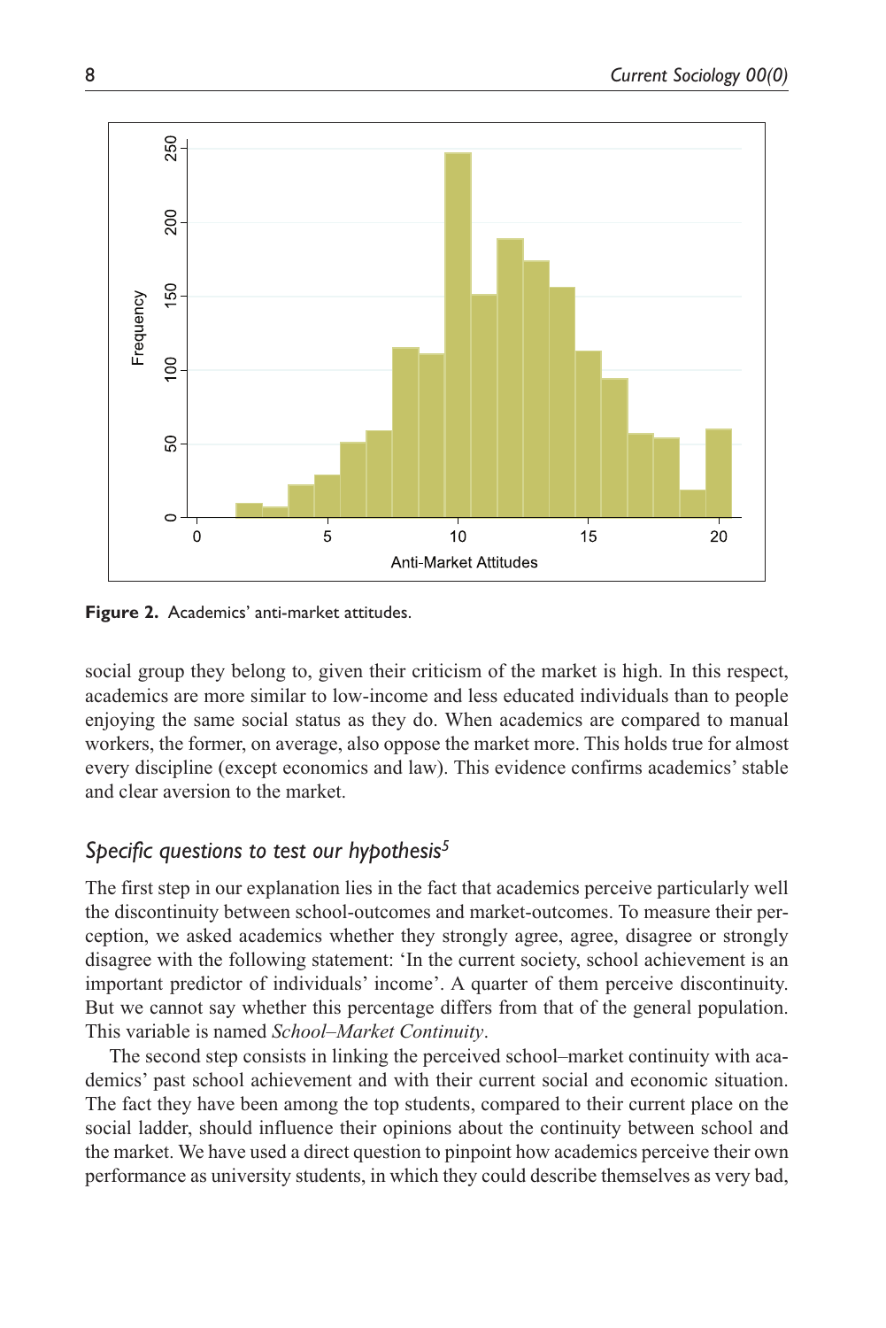Figure 2. Academics' anti-market attitudes.

social group they belong to, given their criticism of the market is high. In this respect, academics are more similar to low-income and less educated individuals than to people enjoying the same social status as they do. When academics are compared to manual workers, the former, on average, also oppose the market more. This holds true for almost every discipline (except economics and law). This evidence confirms academics' stable and clear aversion to the market.

### *Specific questions to test our hypothesis*[5]

The first step in our explanation lies in the fact that academics perceive particularly well the discontinuity between school-outcomes and market-outcomes. To measure their perception, we asked academics whether they strongly agree, agree, disagree or strongly disagree with the following statement: 'In the current society, school achievement is an important predictor of individuals' income'. A quarter of them perceive discontinuity. But we cannot say whether this percentage differs from that of the general population. This variable is named *School–Market Continuity*.

The second step consists in linking the perceived school–market continuity with academics' past school achievement and with their current social and economic situation. The fact they have been among the top students, compared to their current place on the social ladder, should influence their opinions about the continuity between school and the market. We have used a direct question to pinpoint how academics perceive their own performance as university students, in which they could describe themselves as very bad,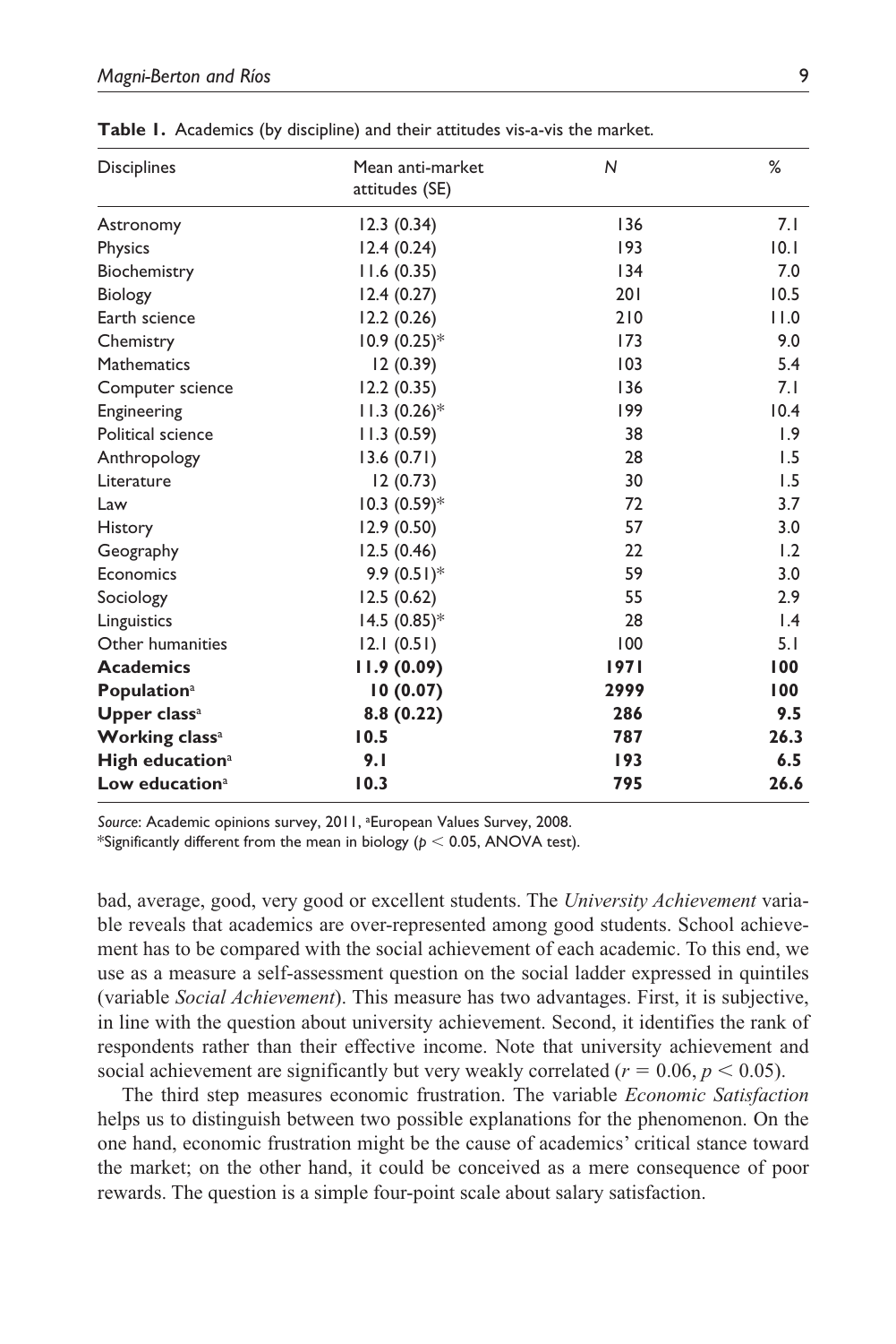**Table 1.** Academics (by discipline) and their attitudes vis-a-vis the market.

| Disciplines | Mean anti-market attitudes (SE) | $N$ | % |
|---|---|---|---|
| Astronomy | 12.3 (0.34) | 136 | 7.1 |
| Physics | 12.4 (0.24) | 193 | 10.1 |
| Biochemistry | 11.6 (0.35) | 134 | 7.0 |
| Biology | 12.4 (0.27) | 201 | 10.5 |
| Earth science | 12.2 (0.26) | 210 | 11.0 |
| Chemistry | 10.9 (0.25)* | 173 | 9.0 |
| Mathematics | 12 (0.39) | 103 | 5.4 |
| Computer science | 12.2 (0.35) | 136 | 7.1 |
| Engineering | 11.3 (0.26)* | 199 | 10.4 |
| Political science | 11.3 (0.59) | 38 | 1.9 |
| Anthropology | 13.6 (0.71) | 28 | 1.5 |
| Literature | 12 (0.73) | 30 | 1.5 |
| Law | 10.3 (0.59)* | 72 | 3.7 |
| History | 12.9 (0.50) | 57 | 3.0 |
| Geography | 12.5 (0.46) | 22 | 1.2 |
| Economics | 9.9 (0.51)* | 59 | 3.0 |
| Sociology | 12.5 (0.62) | 55 | 2.9 |
| Linguistics | 14.5 (0.85)* | 28 | 1.4 |
| Other humanities | 12.1 (0.51) | 100 | 5.1 |
| **Academics** | **11.9 (0.09)** | **1971** | **100** |
| **Population**[a] | **10 (0.07)** | **2999** | **100** |
| **Upper class**[a] | **8.8 (0.22)** | **286** | **9.5** |
| **Working class**[a] | **10.5** | **787** | **26.3** |
| **High education**[a] | **9.1** | **193** | **6.5** |
| **Low education**[a] | **10.3** | **795** | **26.6** |

*Source*: Academic opinions survey, 2011, [a]European Values Survey, 2008.
*Significantly different from the mean in biology ($p < 0.05$, ANOVA test).

bad, average, good, very good or excellent students. The *University Achievement* variable reveals that academics are over-represented among good students. School achievement has to be compared with the social achievement of each academic. To this end, we use as a measure a self-assessment question on the social ladder expressed in quintiles (variable *Social Achievement*). This measure has two advantages. First, it is subjective, in line with the question about university achievement. Second, it identifies the rank of respondents rather than their effective income. Note that university achievement and social achievement are significantly but very weakly correlated ($r = 0.06$, $p < 0.05$).

The third step measures economic frustration. The variable *Economic Satisfaction* helps us to distinguish between two possible explanations for the phenomenon. On the one hand, economic frustration might be the cause of academics' critical stance toward the market; on the other hand, it could be conceived as a mere consequence of poor rewards. The question is a simple four-point scale about salary satisfaction.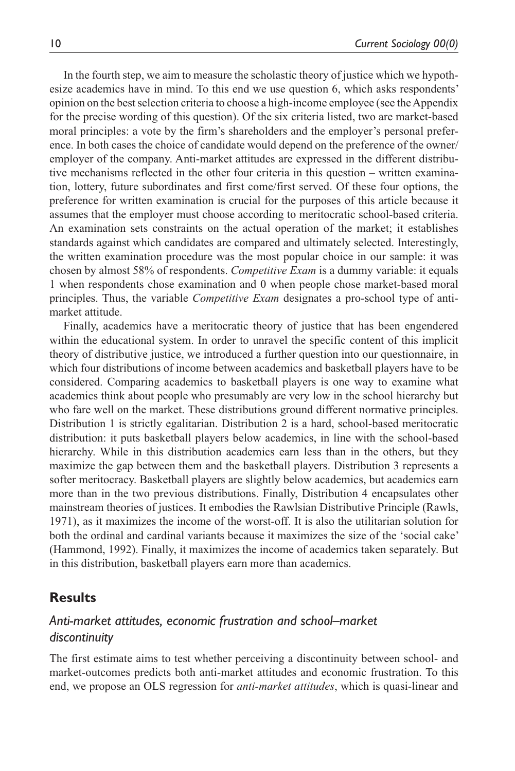In the fourth step, we aim to measure the scholastic theory of justice which we hypothesize academics have in mind. To this end we use question 6, which asks respondents' opinion on the best selection criteria to choose a high-income employee (see the Appendix for the precise wording of this question). Of the six criteria listed, two are market-based moral principles: a vote by the firm's shareholders and the employer's personal preference. In both cases the choice of candidate would depend on the preference of the owner/employer of the company. Anti-market attitudes are expressed in the different distributive mechanisms reflected in the other four criteria in this question – written examination, lottery, future subordinates and first come/first served. Of these four options, the preference for written examination is crucial for the purposes of this article because it assumes that the employer must choose according to meritocratic school-based criteria. An examination sets constraints on the actual operation of the market; it establishes standards against which candidates are compared and ultimately selected. Interestingly, the written examination procedure was the most popular choice in our sample: it was chosen by almost 58% of respondents. *Competitive Exam* is a dummy variable: it equals 1 when respondents chose examination and 0 when people chose market-based moral principles. Thus, the variable *Competitive Exam* designates a pro-school type of anti-market attitude.

Finally, academics have a meritocratic theory of justice that has been engendered within the educational system. In order to unravel the specific content of this implicit theory of distributive justice, we introduced a further question into our questionnaire, in which four distributions of income between academics and basketball players have to be considered. Comparing academics to basketball players is one way to examine what academics think about people who presumably are very low in the school hierarchy but who fare well on the market. These distributions ground different normative principles. Distribution 1 is strictly egalitarian. Distribution 2 is a hard, school-based meritocratic distribution: it puts basketball players below academics, in line with the school-based hierarchy. While in this distribution academics earn less than in the others, but they maximize the gap between them and the basketball players. Distribution 3 represents a softer meritocracy. Basketball players are slightly below academics, but academics earn more than in the two previous distributions. Finally, Distribution 4 encapsulates other mainstream theories of justices. It embodies the Rawlsian Distributive Principle (Rawls, 1971), as it maximizes the income of the worst-off. It is also the utilitarian solution for both the ordinal and cardinal variants because it maximizes the size of the 'social cake' (Hammond, 1992). Finally, it maximizes the income of academics taken separately. But in this distribution, basketball players earn more than academics.

## Results

### *Anti-market attitudes, economic frustration and school–market discontinuity*

The first estimate aims to test whether perceiving a discontinuity between school- and market-outcomes predicts both anti-market attitudes and economic frustration. To this end, we propose an OLS regression for *anti-market attitudes*, which is quasi-linear and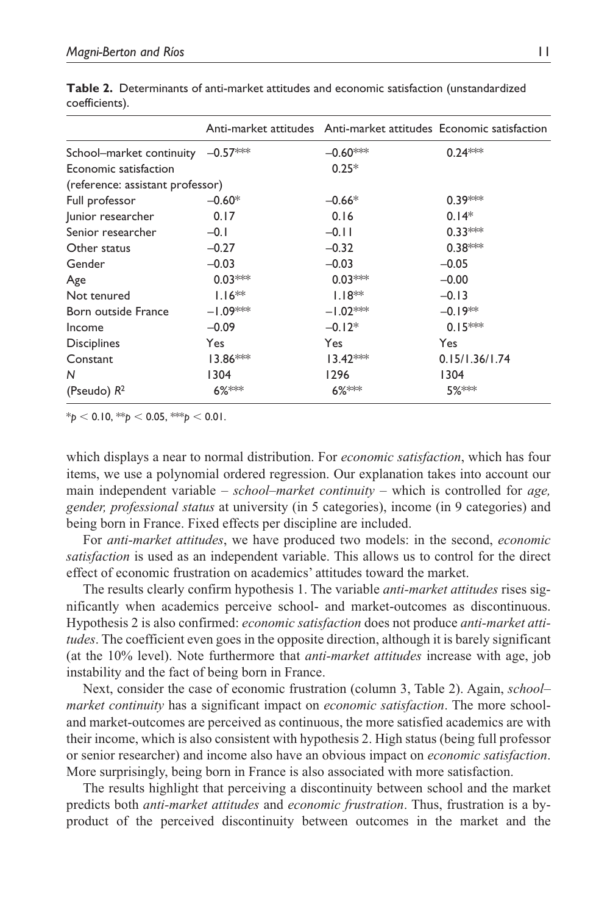**Table 2.** Determinants of anti-market attitudes and economic satisfaction (unstandardized coefficients).

| | Anti-market attitudes | Anti-market attitudes | Economic satisfaction |
|---|---|---|---|
| School–market continuity | –0.57*** | –0.60*** | 0.24*** |
| Economic satisfaction | | 0.25* | |
| (reference: assistant professor) | | | |
| Full professor | –0.60* | –0.66* | 0.39*** |
| Junior researcher | 0.17 | 0.16 | 0.14* |
| Senior researcher | –0.1 | –0.11 | 0.33*** |
| Other status | –0.27 | –0.32 | 0.38*** |
| Gender | –0.03 | –0.03 | –0.05 |
| Age | 0.03*** | 0.03*** | –0.00 |
| Not tenured | 1.16** | 1.18** | –0.13 |
| Born outside France | –1.09*** | –1.02*** | –0.19** |
| Income | –0.09 | –0.12* | 0.15*** |
| Disciplines | Yes | Yes | Yes |
| Constant | 13.86*** | 13.42*** | 0.15/1.36/1.74 |
| *N* | 1304 | 1296 | 1304 |
| (Pseudo) $R^2$ | 6%*** | 6%*** | 5%*** |

*$p < 0.10$, **$p < 0.05$, ***$p < 0.01$.

which displays a near to normal distribution. For *economic satisfaction*, which has four items, we use a polynomial ordered regression. Our explanation takes into account our main independent variable – *school–market continuity* – which is controlled for *age, gender, professional status* at university (in 5 categories), income (in 9 categories) and being born in France. Fixed effects per discipline are included.

For *anti-market attitudes*, we have produced two models: in the second, *economic satisfaction* is used as an independent variable. This allows us to control for the direct effect of economic frustration on academics' attitudes toward the market.

The results clearly confirm hypothesis 1. The variable *anti-market attitudes* rises significantly when academics perceive school- and market-outcomes as discontinuous. Hypothesis 2 is also confirmed: *economic satisfaction* does not produce *anti-market attitudes*. The coefficient even goes in the opposite direction, although it is barely significant (at the 10% level). Note furthermore that *anti-market attitudes* increase with age, job instability and the fact of being born in France.

Next, consider the case of economic frustration (column 3, Table 2). Again, *school–market continuity* has a significant impact on *economic satisfaction*. The more school- and market-outcomes are perceived as continuous, the more satisfied academics are with their income, which is also consistent with hypothesis 2. High status (being full professor or senior researcher) and income also have an obvious impact on *economic satisfaction*. More surprisingly, being born in France is also associated with more satisfaction.

The results highlight that perceiving a discontinuity between school and the market predicts both *anti-market attitudes* and *economic frustration*. Thus, frustration is a by-product of the perceived discontinuity between outcomes in the market and the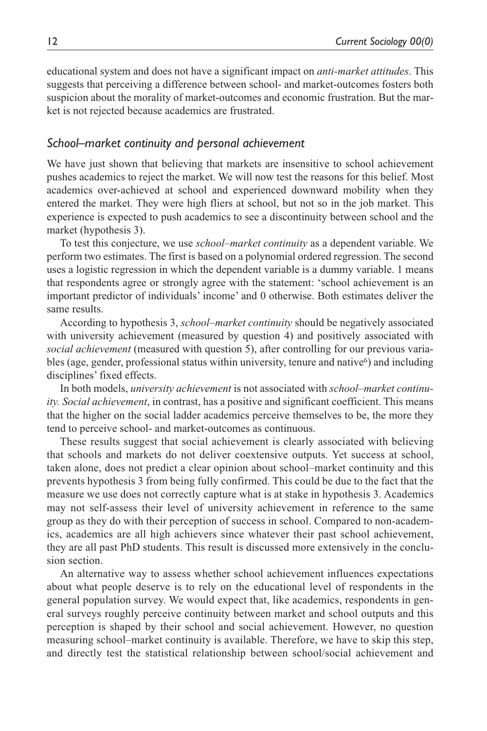educational system and does not have a significant impact on *anti-market attitudes*. This suggests that perceiving a difference between school- and market-outcomes fosters both suspicion about the morality of market-outcomes and economic frustration. But the market is not rejected because academics are frustrated.

### *School–market continuity and personal achievement*

We have just shown that believing that markets are insensitive to school achievement pushes academics to reject the market. We will now test the reasons for this belief. Most academics over-achieved at school and experienced downward mobility when they entered the market. They were high fliers at school, but not so in the job market. This experience is expected to push academics to see a discontinuity between school and the market (hypothesis 3).

To test this conjecture, we use *school–market continuity* as a dependent variable. We perform two estimates. The first is based on a polynomial ordered regression. The second uses a logistic regression in which the dependent variable is a dummy variable. 1 means that respondents agree or strongly agree with the statement: 'school achievement is an important predictor of individuals' income' and 0 otherwise. Both estimates deliver the same results.

According to hypothesis 3, *school–market continuity* should be negatively associated with university achievement (measured by question 4) and positively associated with *social achievement* (measured with question 5), after controlling for our previous variables (age, gender, professional status within university, tenure and native[6]) and including disciplines' fixed effects.

In both models, *university achievement* is not associated with *school–market continuity. Social achievement*, in contrast, has a positive and significant coefficient. This means that the higher on the social ladder academics perceive themselves to be, the more they tend to perceive school- and market-outcomes as continuous.

These results suggest that social achievement is clearly associated with believing that schools and markets do not deliver coextensive outputs. Yet success at school, taken alone, does not predict a clear opinion about school–market continuity and this prevents hypothesis 3 from being fully confirmed. This could be due to the fact that the measure we use does not correctly capture what is at stake in hypothesis 3. Academics may not self-assess their level of university achievement in reference to the same group as they do with their perception of success in school. Compared to non-academics, academics are all high achievers since whatever their past school achievement, they are all past PhD students. This result is discussed more extensively in the conclusion section.

An alternative way to assess whether school achievement influences expectations about what people deserve is to rely on the educational level of respondents in the general population survey. We would expect that, like academics, respondents in general surveys roughly perceive continuity between market and school outputs and this perception is shaped by their school and social achievement. However, no question measuring school–market continuity is available. Therefore, we have to skip this step, and directly test the statistical relationship between school/social achievement and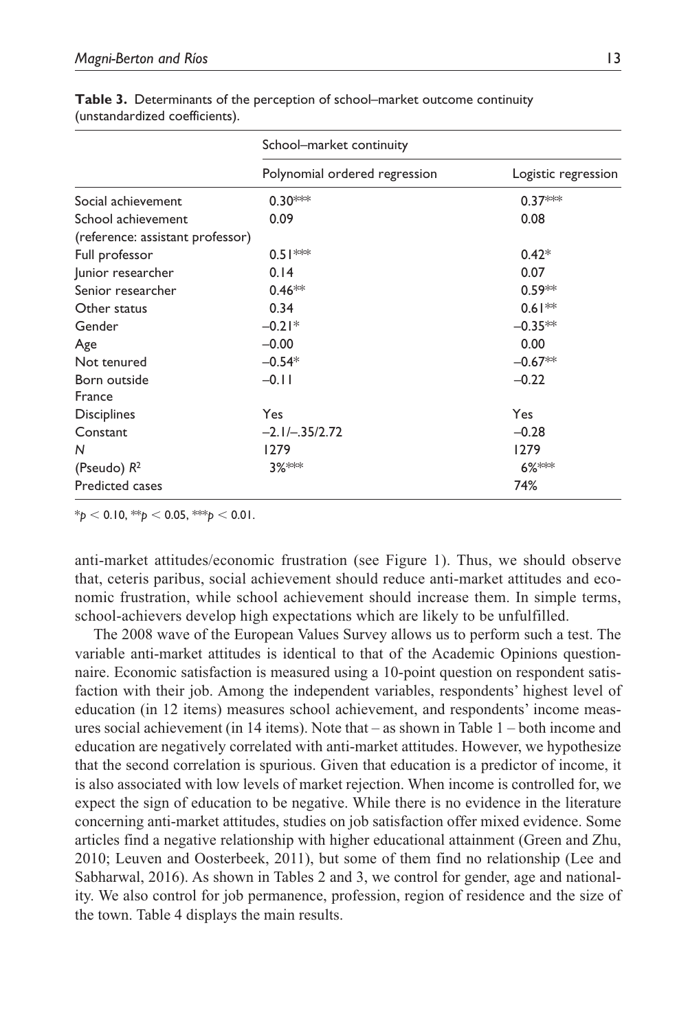**Table 3.** Determinants of the perception of school–market outcome continuity (unstandardized coefficients).

| | School–market continuity | |
|---|---|---|
| | Polynomial ordered regression | Logistic regression |
| Social achievement | 0.30*** | 0.37*** |
| School achievement | 0.09 | 0.08 |
| (reference: assistant professor) | | |
| Full professor | 0.51*** | 0.42* |
| Junior researcher | 0.14 | 0.07 |
| Senior researcher | 0.46** | 0.59** |
| Other status | 0.34 | 0.61** |
| Gender | –0.21* | –0.35** |
| Age | –0.00 | 0.00 |
| Not tenured | –0.54* | –0.67** |
| Born outside France | –0.11 | –0.22 |
| Disciplines | Yes | Yes |
| Constant | –2.1/–.35/2.72 | –0.28 |
| *N* | 1279 | 1279 |
| (Pseudo) $R^2$ | 3%*** | 6%*** |
| Predicted cases | | 74% |

*$p < 0.10$, **$p < 0.05$, ***$p < 0.01$.

anti-market attitudes/economic frustration (see Figure 1). Thus, we should observe that, ceteris paribus, social achievement should reduce anti-market attitudes and economic frustration, while school achievement should increase them. In simple terms, school-achievers develop high expectations which are likely to be unfulfilled.

The 2008 wave of the European Values Survey allows us to perform such a test. The variable anti-market attitudes is identical to that of the Academic Opinions questionnaire. Economic satisfaction is measured using a 10-point question on respondent satisfaction with their job. Among the independent variables, respondents' highest level of education (in 12 items) measures school achievement, and respondents' income measures social achievement (in 14 items). Note that – as shown in Table 1 – both income and education are negatively correlated with anti-market attitudes. However, we hypothesize that the second correlation is spurious. Given that education is a predictor of income, it is also associated with low levels of market rejection. When income is controlled for, we expect the sign of education to be negative. While there is no evidence in the literature concerning anti-market attitudes, studies on job satisfaction offer mixed evidence. Some articles find a negative relationship with higher educational attainment (Green and Zhu, 2010; Leuven and Oosterbeek, 2011), but some of them find no relationship (Lee and Sabharwal, 2016). As shown in Tables 2 and 3, we control for gender, age and nationality. We also control for job permanence, profession, region of residence and the size of the town. Table 4 displays the main results.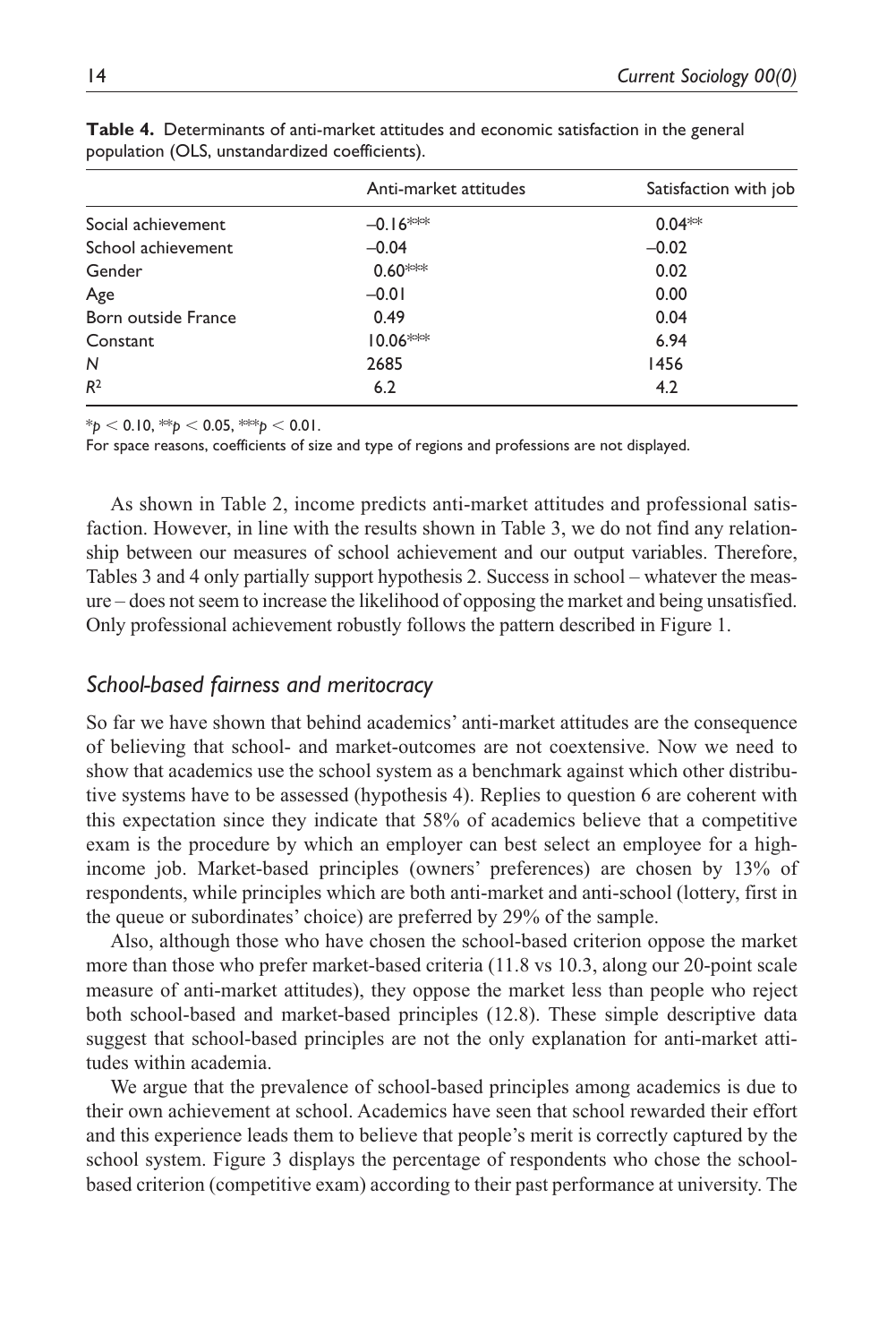**Table 4.** Determinants of anti-market attitudes and economic satisfaction in the general population (OLS, unstandardized coefficients).

| | Anti-market attitudes | Satisfaction with job |
|---|---|---|
| Social achievement | –0.16*** | 0.04** |
| School achievement | –0.04 | –0.02 |
| Gender | 0.60*** | 0.02 |
| Age | –0.01 | 0.00 |
| Born outside France | 0.49 | 0.04 |
| Constant | 10.06*** | 6.94 |
| *N* | 2685 | 1456 |
| $R^2$ | 6.2 | 4.2 |

*$p < 0.10$, **$p < 0.05$, ***$p < 0.01$.

For space reasons, coefficients of size and type of regions and professions are not displayed.

As shown in Table 2, income predicts anti-market attitudes and professional satisfaction. However, in line with the results shown in Table 3, we do not find any relationship between our measures of school achievement and our output variables. Therefore, Tables 3 and 4 only partially support hypothesis 2. Success in school – whatever the measure – does not seem to increase the likelihood of opposing the market and being unsatisfied. Only professional achievement robustly follows the pattern described in Figure 1.

## *School-based fairness and meritocracy*

So far we have shown that behind academics' anti-market attitudes are the consequence of believing that school- and market-outcomes are not coextensive. Now we need to show that academics use the school system as a benchmark against which other distributive systems have to be assessed (hypothesis 4). Replies to question 6 are coherent with this expectation since they indicate that 58% of academics believe that a competitive exam is the procedure by which an employer can best select an employee for a high-income job. Market-based principles (owners' preferences) are chosen by 13% of respondents, while principles which are both anti-market and anti-school (lottery, first in the queue or subordinates' choice) are preferred by 29% of the sample.

Also, although those who have chosen the school-based criterion oppose the market more than those who prefer market-based criteria (11.8 vs 10.3, along our 20-point scale measure of anti-market attitudes), they oppose the market less than people who reject both school-based and market-based principles (12.8). These simple descriptive data suggest that school-based principles are not the only explanation for anti-market attitudes within academia.

We argue that the prevalence of school-based principles among academics is due to their own achievement at school. Academics have seen that school rewarded their effort and this experience leads them to believe that people's merit is correctly captured by the school system. Figure 3 displays the percentage of respondents who chose the school-based criterion (competitive exam) according to their past performance at university. The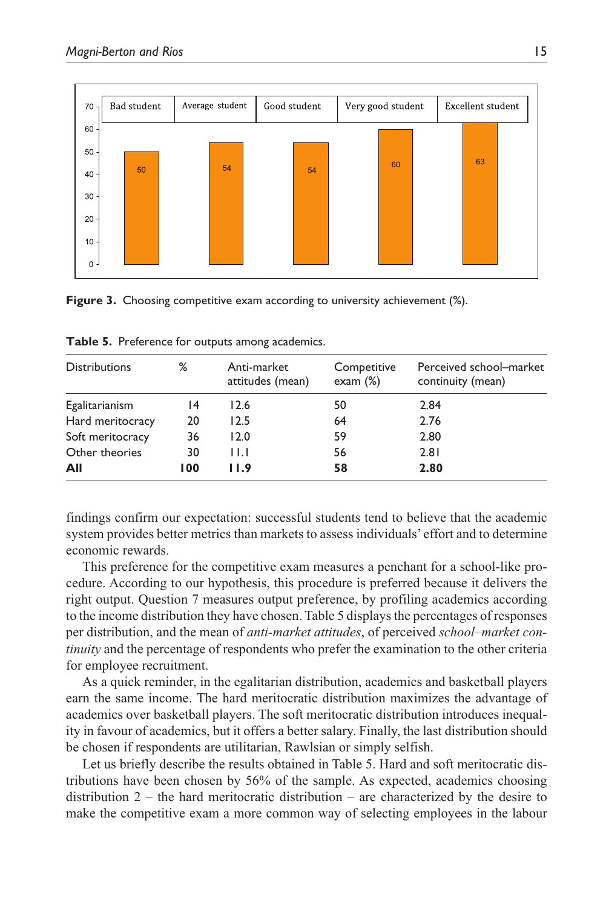**Figure 3.** Choosing competitive exam according to university achievement (%).

**Table 5.** Preference for outputs among academics.

| Distributions | % | Anti-market attitudes (mean) | Competitive exam (%) | Perceived school–market continuity (mean) |
|---|---|---|---|---|
| Egalitarianism | 14 | 12.6 | 50 | 2.84 |
| Hard meritocracy | 20 | 12.5 | 64 | 2.76 |
| Soft meritocracy | 36 | 12.0 | 59 | 2.80 |
| Other theories | 30 | 11.1 | 56 | 2.81 |
| **All** | **100** | **11.9** | **58** | **2.80** |

findings confirm our expectation: successful students tend to believe that the academic system provides better metrics than markets to assess individuals' effort and to determine economic rewards.

This preference for the competitive exam measures a penchant for a school-like procedure. According to our hypothesis, this procedure is preferred because it delivers the right output. Question 7 measures output preference, by profiling academics according to the income distribution they have chosen. Table 5 displays the percentages of responses per distribution, and the mean of *anti-market attitudes*, of perceived *school–market continuity* and the percentage of respondents who prefer the examination to the other criteria for employee recruitment.

As a quick reminder, in the egalitarian distribution, academics and basketball players earn the same income. The hard meritocratic distribution maximizes the advantage of academics over basketball players. The soft meritocratic distribution introduces inequality in favour of academics, but it offers a better salary. Finally, the last distribution should be chosen if respondents are utilitarian, Rawlsian or simply selfish.

Let us briefly describe the results obtained in Table 5. Hard and soft meritocratic distributions have been chosen by 56% of the sample. As expected, academics choosing distribution 2 – the hard meritocratic distribution – are characterized by the desire to make the competitive exam a more common way of selecting employees in the labour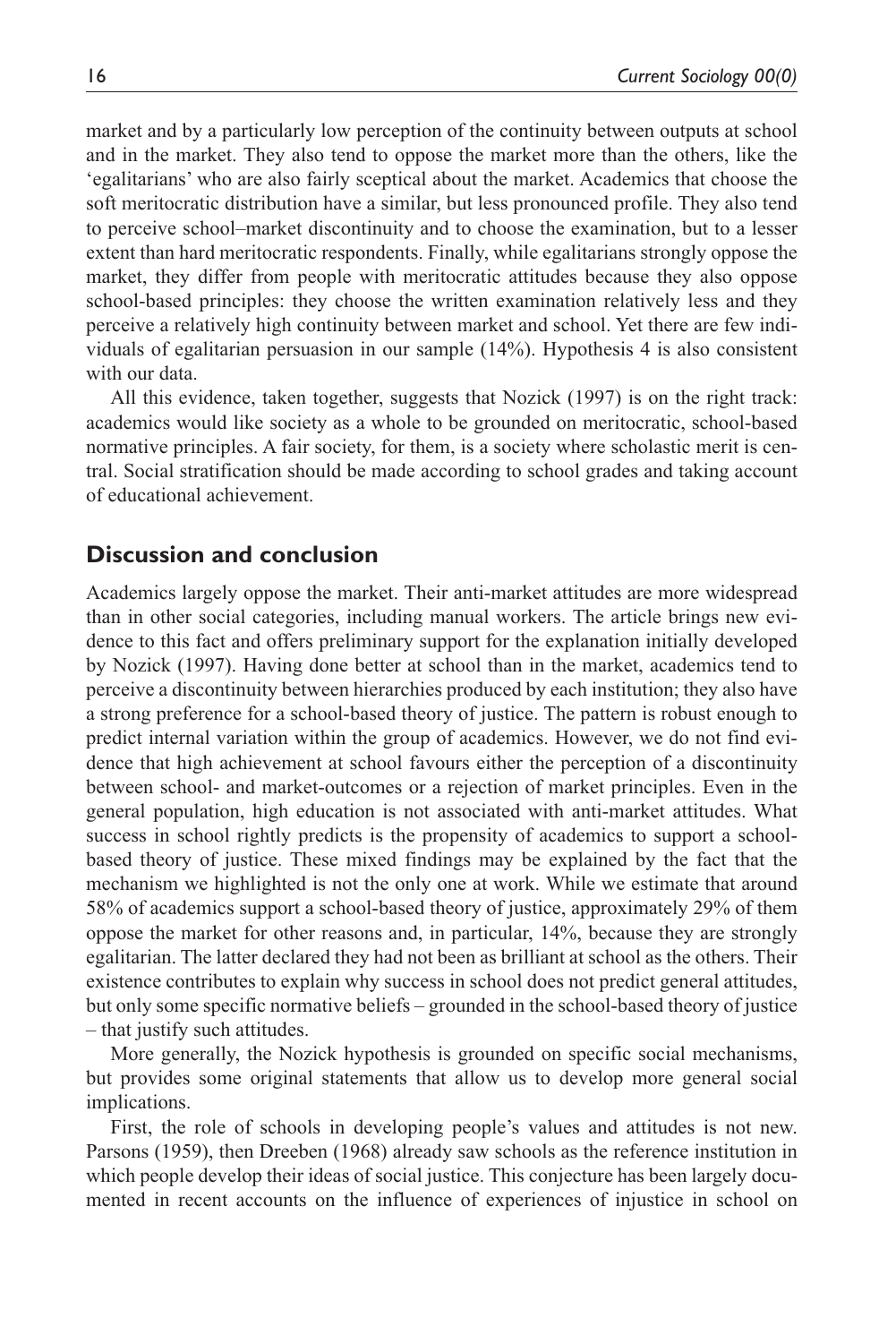market and by a particularly low perception of the continuity between outputs at school and in the market. They also tend to oppose the market more than the others, like the 'egalitarians' who are also fairly sceptical about the market. Academics that choose the soft meritocratic distribution have a similar, but less pronounced profile. They also tend to perceive school–market discontinuity and to choose the examination, but to a lesser extent than hard meritocratic respondents. Finally, while egalitarians strongly oppose the market, they differ from people with meritocratic attitudes because they also oppose school-based principles: they choose the written examination relatively less and they perceive a relatively high continuity between market and school. Yet there are few individuals of egalitarian persuasion in our sample (14%). Hypothesis 4 is also consistent with our data.

All this evidence, taken together, suggests that Nozick (1997) is on the right track: academics would like society as a whole to be grounded on meritocratic, school-based normative principles. A fair society, for them, is a society where scholastic merit is central. Social stratification should be made according to school grades and taking account of educational achievement.

## Discussion and conclusion

Academics largely oppose the market. Their anti-market attitudes are more widespread than in other social categories, including manual workers. The article brings new evidence to this fact and offers preliminary support for the explanation initially developed by Nozick (1997). Having done better at school than in the market, academics tend to perceive a discontinuity between hierarchies produced by each institution; they also have a strong preference for a school-based theory of justice. The pattern is robust enough to predict internal variation within the group of academics. However, we do not find evidence that high achievement at school favours either the perception of a discontinuity between school- and market-outcomes or a rejection of market principles. Even in the general population, high education is not associated with anti-market attitudes. What success in school rightly predicts is the propensity of academics to support a school-based theory of justice. These mixed findings may be explained by the fact that the mechanism we highlighted is not the only one at work. While we estimate that around 58% of academics support a school-based theory of justice, approximately 29% of them oppose the market for other reasons and, in particular, 14%, because they are strongly egalitarian. The latter declared they had not been as brilliant at school as the others. Their existence contributes to explain why success in school does not predict general attitudes, but only some specific normative beliefs – grounded in the school-based theory of justice – that justify such attitudes.

More generally, the Nozick hypothesis is grounded on specific social mechanisms, but provides some original statements that allow us to develop more general social implications.

First, the role of schools in developing people's values and attitudes is not new. Parsons (1959), then Dreeben (1968) already saw schools as the reference institution in which people develop their ideas of social justice. This conjecture has been largely documented in recent accounts on the influence of experiences of injustice in school on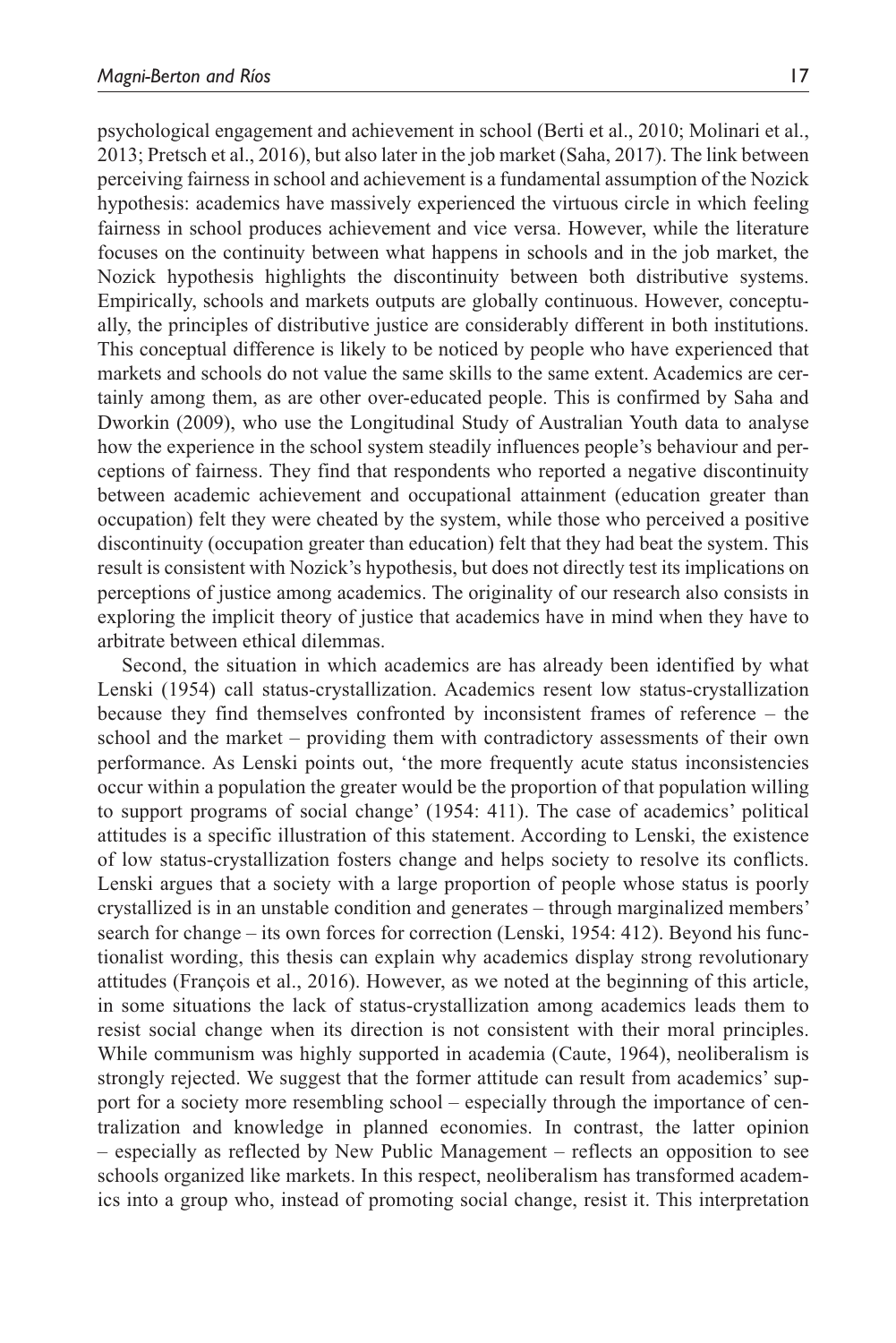psychological engagement and achievement in school (Berti et al., 2010; Molinari et al., 2013; Pretsch et al., 2016), but also later in the job market (Saha, 2017). The link between perceiving fairness in school and achievement is a fundamental assumption of the Nozick hypothesis: academics have massively experienced the virtuous circle in which feeling fairness in school produces achievement and vice versa. However, while the literature focuses on the continuity between what happens in schools and in the job market, the Nozick hypothesis highlights the discontinuity between both distributive systems. Empirically, schools and markets outputs are globally continuous. However, conceptually, the principles of distributive justice are considerably different in both institutions. This conceptual difference is likely to be noticed by people who have experienced that markets and schools do not value the same skills to the same extent. Academics are certainly among them, as are other over-educated people. This is confirmed by Saha and Dworkin (2009), who use the Longitudinal Study of Australian Youth data to analyse how the experience in the school system steadily influences people's behaviour and perceptions of fairness. They find that respondents who reported a negative discontinuity between academic achievement and occupational attainment (education greater than occupation) felt they were cheated by the system, while those who perceived a positive discontinuity (occupation greater than education) felt that they had beat the system. This result is consistent with Nozick's hypothesis, but does not directly test its implications on perceptions of justice among academics. The originality of our research also consists in exploring the implicit theory of justice that academics have in mind when they have to arbitrate between ethical dilemmas.

Second, the situation in which academics are has already been identified by what Lenski (1954) call status-crystallization. Academics resent low status-crystallization because they find themselves confronted by inconsistent frames of reference – the school and the market – providing them with contradictory assessments of their own performance. As Lenski points out, 'the more frequently acute status inconsistencies occur within a population the greater would be the proportion of that population willing to support programs of social change' (1954: 411). The case of academics' political attitudes is a specific illustration of this statement. According to Lenski, the existence of low status-crystallization fosters change and helps society to resolve its conflicts. Lenski argues that a society with a large proportion of people whose status is poorly crystallized is in an unstable condition and generates – through marginalized members' search for change – its own forces for correction (Lenski, 1954: 412). Beyond his functionalist wording, this thesis can explain why academics display strong revolutionary attitudes (François et al., 2016). However, as we noted at the beginning of this article, in some situations the lack of status-crystallization among academics leads them to resist social change when its direction is not consistent with their moral principles. While communism was highly supported in academia (Caute, 1964), neoliberalism is strongly rejected. We suggest that the former attitude can result from academics' support for a society more resembling school – especially through the importance of centralization and knowledge in planned economies. In contrast, the latter opinion – especially as reflected by New Public Management – reflects an opposition to see schools organized like markets. In this respect, neoliberalism has transformed academics into a group who, instead of promoting social change, resist it. This interpretation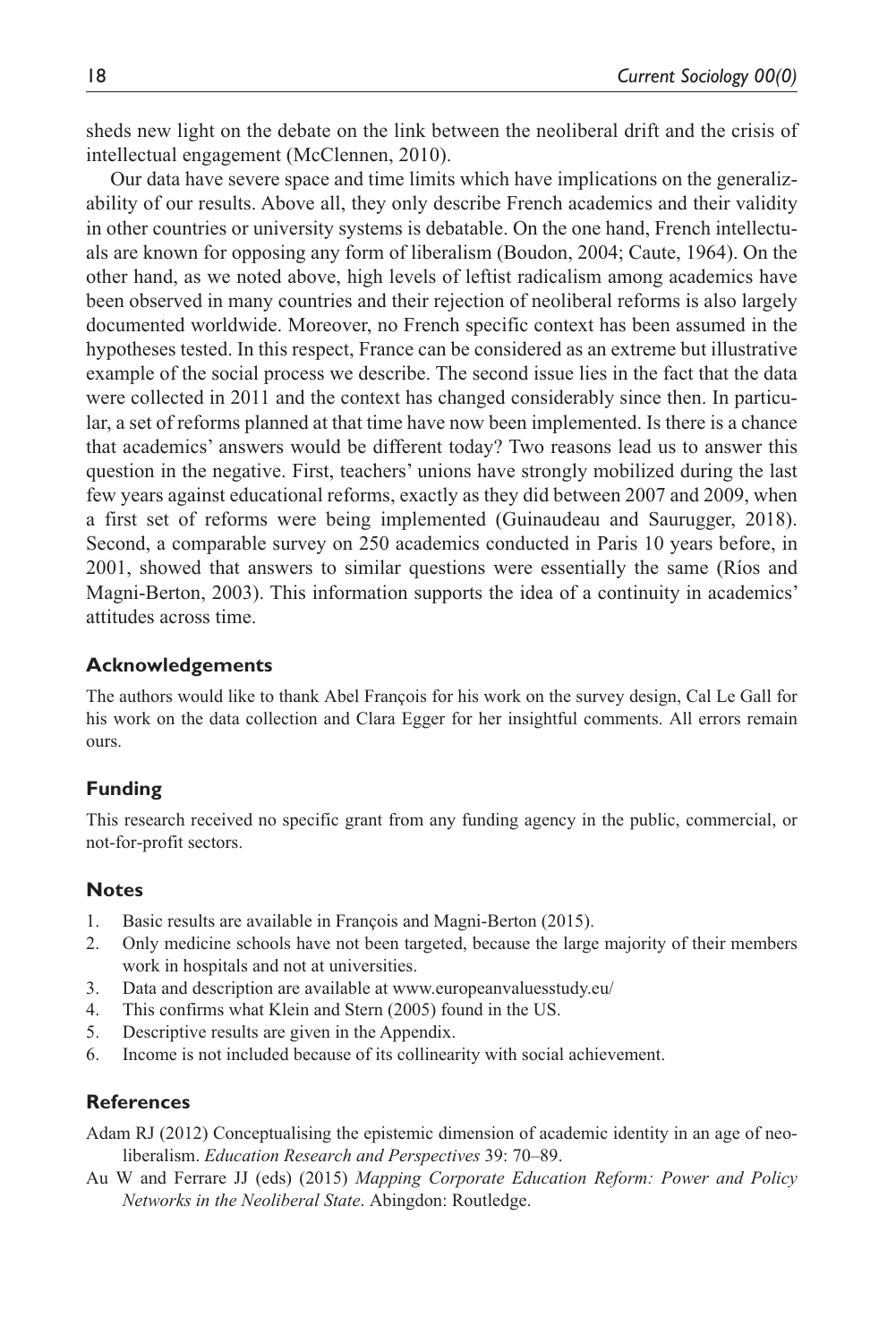sheds new light on the debate on the link between the neoliberal drift and the crisis of intellectual engagement (McClennen, 2010).

Our data have severe space and time limits which have implications on the generalizability of our results. Above all, they only describe French academics and their validity in other countries or university systems is debatable. On the one hand, French intellectuals are known for opposing any form of liberalism (Boudon, 2004; Caute, 1964). On the other hand, as we noted above, high levels of leftist radicalism among academics have been observed in many countries and their rejection of neoliberal reforms is also largely documented worldwide. Moreover, no French specific context has been assumed in the hypotheses tested. In this respect, France can be considered as an extreme but illustrative example of the social process we describe. The second issue lies in the fact that the data were collected in 2011 and the context has changed considerably since then. In particular, a set of reforms planned at that time have now been implemented. Is there is a chance that academics' answers would be different today? Two reasons lead us to answer this question in the negative. First, teachers' unions have strongly mobilized during the last few years against educational reforms, exactly as they did between 2007 and 2009, when a first set of reforms were being implemented (Guinaudeau and Saurugger, 2018). Second, a comparable survey on 250 academics conducted in Paris 10 years before, in 2001, showed that answers to similar questions were essentially the same (Ríos and Magni-Berton, 2003). This information supports the idea of a continuity in academics' attitudes across time.

## Acknowledgements

The authors would like to thank Abel François for his work on the survey design, Cal Le Gall for his work on the data collection and Clara Egger for her insightful comments. All errors remain ours.

## Funding

This research received no specific grant from any funding agency in the public, commercial, or not-for-profit sectors.

## Notes

1. Basic results are available in François and Magni-Berton (2015).
2. Only medicine schools have not been targeted, because the large majority of their members work in hospitals and not at universities.
3. Data and description are available at www.europeanvaluesstudy.eu/
4. This confirms what Klein and Stern (2005) found in the US.
5. Descriptive results are given in the Appendix.
6. Income is not included because of its collinearity with social achievement.

## References

Adam RJ (2012) Conceptualising the epistemic dimension of academic identity in an age of neoliberalism. *Education Research and Perspectives* 39: 70–89.

Au W and Ferrare JJ (eds) (2015) *Mapping Corporate Education Reform: Power and Policy Networks in the Neoliberal State*. Abingdon: Routledge.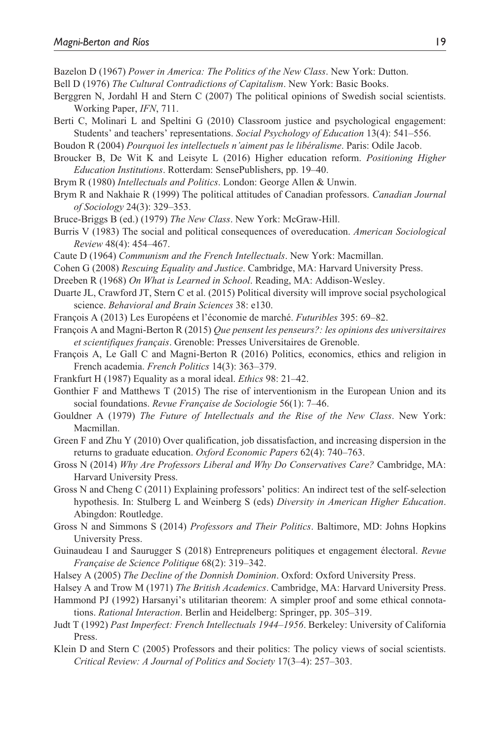Bazelon D (1967) *Power in America: The Politics of the New Class*. New York: Dutton.

Bell D (1976) *The Cultural Contradictions of Capitalism*. New York: Basic Books.

Berggren N, Jordahl H and Stern C (2007) The political opinions of Swedish social scientists. Working Paper, *IFN*, 711.

Berti C, Molinari L and Speltini G (2010) Classroom justice and psychological engagement: Students' and teachers' representations. *Social Psychology of Education* 13(4): 541–556.

Boudon R (2004) *Pourquoi les intellectuels n'aiment pas le libéralisme*. Paris: Odile Jacob.

Broucker B, De Wit K and Leisyte L (2016) Higher education reform. *Positioning Higher Education Institutions*. Rotterdam: SensePublishers, pp. 19–40.

Brym R (1980) *Intellectuals and Politics*. London: George Allen & Unwin.

Brym R and Nakhaie R (1999) The political attitudes of Canadian professors. *Canadian Journal of Sociology* 24(3): 329–353.

Bruce-Briggs B (ed.) (1979) *The New Class*. New York: McGraw-Hill.

Burris V (1983) The social and political consequences of overeducation. *American Sociological Review* 48(4): 454–467.

Caute D (1964) *Communism and the French Intellectuals*. New York: Macmillan.

Cohen G (2008) *Rescuing Equality and Justice*. Cambridge, MA: Harvard University Press.

Dreeben R (1968) *On What is Learned in School*. Reading, MA: Addison-Wesley.

Duarte JL, Crawford JT, Stern C et al. (2015) Political diversity will improve social psychological science. *Behavioral and Brain Sciences* 38: e130.

François A (2013) Les Européens et l'économie de marché. *Futuribles* 395: 69–82.

François A and Magni-Berton R (2015) *Que pensent les penseurs?: les opinions des universitaires et scientifiques français*. Grenoble: Presses Universitaires de Grenoble.

François A, Le Gall C and Magni-Berton R (2016) Politics, economics, ethics and religion in French academia. *French Politics* 14(3): 363–379.

Frankfurt H (1987) Equality as a moral ideal. *Ethics* 98: 21–42.

Gonthier F and Matthews T (2015) The rise of interventionism in the European Union and its social foundations. *Revue Française de Sociologie* 56(1): 7–46.

Gouldner A (1979) *The Future of Intellectuals and the Rise of the New Class*. New York: Macmillan.

Green F and Zhu Y (2010) Over qualification, job dissatisfaction, and increasing dispersion in the returns to graduate education. *Oxford Economic Papers* 62(4): 740–763.

Gross N (2014) *Why Are Professors Liberal and Why Do Conservatives Care?* Cambridge, MA: Harvard University Press.

Gross N and Cheng C (2011) Explaining professors' politics: An indirect test of the self-selection hypothesis. In: Stulberg L and Weinberg S (eds) *Diversity in American Higher Education*. Abingdon: Routledge.

Gross N and Simmons S (2014) *Professors and Their Politics*. Baltimore, MD: Johns Hopkins University Press.

Guinaudeau I and Saurugger S (2018) Entrepreneurs politiques et engagement électoral. *Revue Française de Science Politique* 68(2): 319–342.

Halsey A (2005) *The Decline of the Donnish Dominion*. Oxford: Oxford University Press.

Halsey A and Trow M (1971) *The British Academics*. Cambridge, MA: Harvard University Press.

Hammond PJ (1992) Harsanyi's utilitarian theorem: A simpler proof and some ethical connotations. *Rational Interaction*. Berlin and Heidelberg: Springer, pp. 305–319.

Judt T (1992) *Past Imperfect: French Intellectuals 1944–1956*. Berkeley: University of California Press.

Klein D and Stern C (2005) Professors and their politics: The policy views of social scientists. *Critical Review: A Journal of Politics and Society* 17(3–4): 257–303.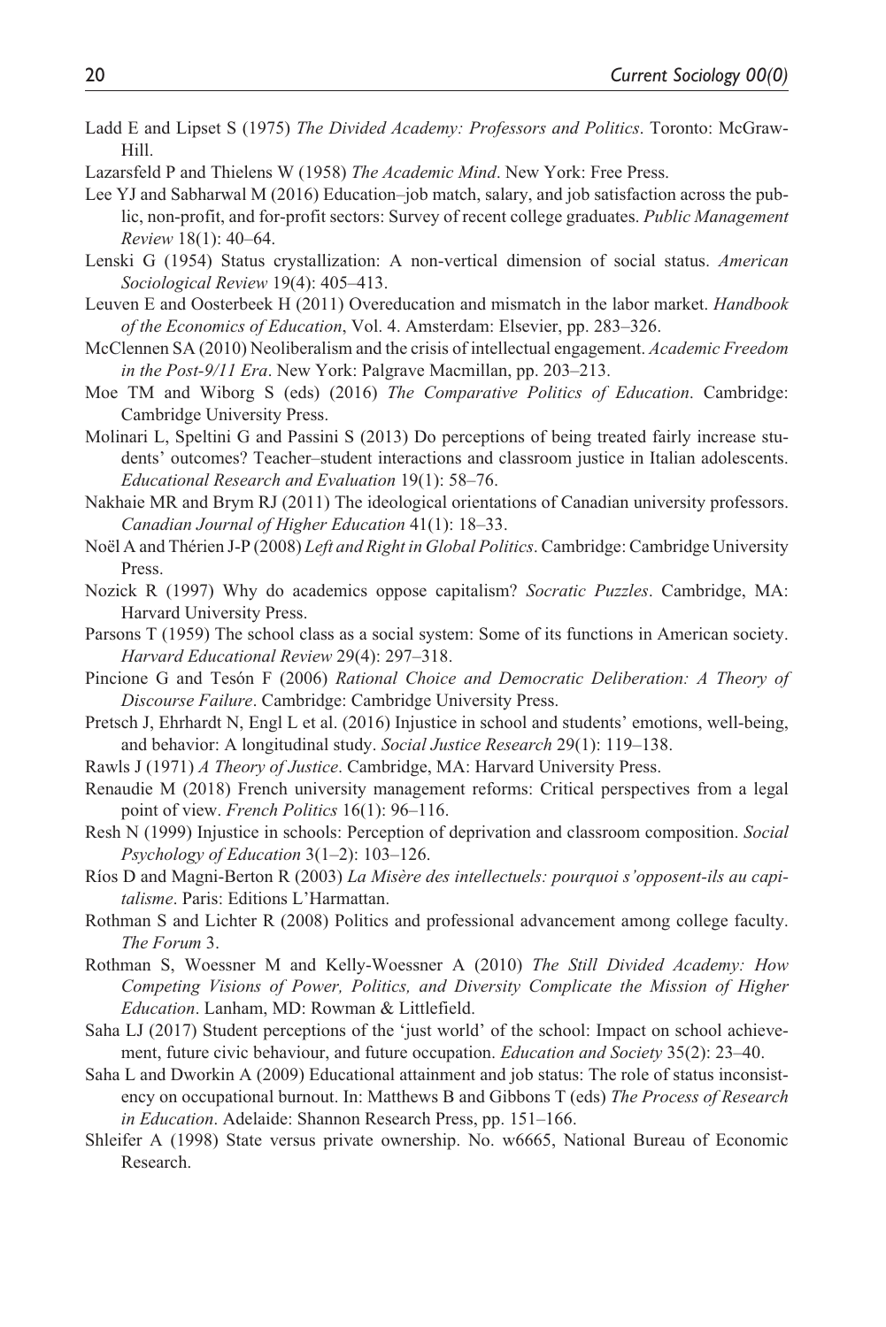Ladd E and Lipset S (1975) *The Divided Academy: Professors and Politics*. Toronto: McGraw-Hill.

Lazarsfeld P and Thielens W (1958) *The Academic Mind*. New York: Free Press.

Lee YJ and Sabharwal M (2016) Education–job match, salary, and job satisfaction across the public, non-profit, and for-profit sectors: Survey of recent college graduates. *Public Management Review* 18(1): 40–64.

Lenski G (1954) Status crystallization: A non-vertical dimension of social status. *American Sociological Review* 19(4): 405–413.

Leuven E and Oosterbeek H (2011) Overeducation and mismatch in the labor market. *Handbook of the Economics of Education*, Vol. 4. Amsterdam: Elsevier, pp. 283–326.

McClennen SA (2010) Neoliberalism and the crisis of intellectual engagement. *Academic Freedom in the Post-9/11 Era*. New York: Palgrave Macmillan, pp. 203–213.

Moe TM and Wiborg S (eds) (2016) *The Comparative Politics of Education*. Cambridge: Cambridge University Press.

Molinari L, Speltini G and Passini S (2013) Do perceptions of being treated fairly increase students' outcomes? Teacher–student interactions and classroom justice in Italian adolescents. *Educational Research and Evaluation* 19(1): 58–76.

Nakhaie MR and Brym RJ (2011) The ideological orientations of Canadian university professors. *Canadian Journal of Higher Education* 41(1): 18–33.

Noël A and Thérien J-P (2008) *Left and Right in Global Politics*. Cambridge: Cambridge University Press.

Nozick R (1997) Why do academics oppose capitalism? *Socratic Puzzles*. Cambridge, MA: Harvard University Press.

Parsons T (1959) The school class as a social system: Some of its functions in American society. *Harvard Educational Review* 29(4): 297–318.

Pincione G and Tesón F (2006) *Rational Choice and Democratic Deliberation: A Theory of Discourse Failure*. Cambridge: Cambridge University Press.

Pretsch J, Ehrhardt N, Engl L et al. (2016) Injustice in school and students' emotions, well-being, and behavior: A longitudinal study. *Social Justice Research* 29(1): 119–138.

Rawls J (1971) *A Theory of Justice*. Cambridge, MA: Harvard University Press.

Renaudie M (2018) French university management reforms: Critical perspectives from a legal point of view. *French Politics* 16(1): 96–116.

Resh N (1999) Injustice in schools: Perception of deprivation and classroom composition. *Social Psychology of Education* 3(1–2): 103–126.

Ríos D and Magni-Berton R (2003) *La Misère des intellectuels: pourquoi s'opposent-ils au capitalisme*. Paris: Editions L'Harmattan.

Rothman S and Lichter R (2008) Politics and professional advancement among college faculty. *The Forum* 3.

Rothman S, Woessner M and Kelly-Woessner A (2010) *The Still Divided Academy: How Competing Visions of Power, Politics, and Diversity Complicate the Mission of Higher Education*. Lanham, MD: Rowman & Littlefield.

Saha LJ (2017) Student perceptions of the 'just world' of the school: Impact on school achievement, future civic behaviour, and future occupation. *Education and Society* 35(2): 23–40.

Saha L and Dworkin A (2009) Educational attainment and job status: The role of status inconsistency on occupational burnout. In: Matthews B and Gibbons T (eds) *The Process of Research in Education*. Adelaide: Shannon Research Press, pp. 151–166.

Shleifer A (1998) State versus private ownership. No. w6665, National Bureau of Economic Research.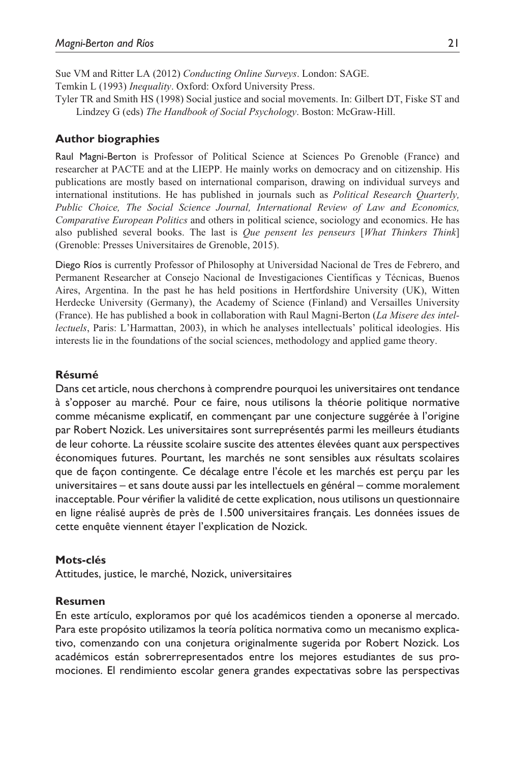Sue VM and Ritter LA (2012) *Conducting Online Surveys*. London: SAGE.

Temkin L (1993) *Inequality*. Oxford: Oxford University Press.

Tyler TR and Smith HS (1998) Social justice and social movements. In: Gilbert DT, Fiske ST and Lindzey G (eds) *The Handbook of Social Psychology*. Boston: McGraw-Hill.

## Author biographies

Raul Magni-Berton is Professor of Political Science at Sciences Po Grenoble (France) and researcher at PACTE and at the LIEPP. He mainly works on democracy and on citizenship. His publications are mostly based on international comparison, drawing on individual surveys and international institutions. He has published in journals such as *Political Research Quarterly, Public Choice, The Social Science Journal, International Review of Law and Economics, Comparative European Politics* and others in political science, sociology and economics. He has also published several books. The last is *Que pensent les penseurs* [*What Thinkers Think*] (Grenoble: Presses Universitaires de Grenoble, 2015).

Diego Ríos is currently Professor of Philosophy at Universidad Nacional de Tres de Febrero, and Permanent Researcher at Consejo Nacional de Investigaciones Científicas y Técnicas, Buenos Aires, Argentina. In the past he has held positions in Hertfordshire University (UK), Witten Herdecke University (Germany), the Academy of Science (Finland) and Versailles University (France). He has published a book in collaboration with Raul Magni-Berton (*La Misere des intellectuels*, Paris: L'Harmattan, 2003), in which he analyses intellectuals' political ideologies. His interests lie in the foundations of the social sciences, methodology and applied game theory.

## Résumé

Dans cet article, nous cherchons à comprendre pourquoi les universitaires ont tendance à s'opposer au marché. Pour ce faire, nous utilisons la théorie politique normative comme mécanisme explicatif, en commençant par une conjecture suggérée à l'origine par Robert Nozick. Les universitaires sont surreprésentés parmi les meilleurs étudiants de leur cohorte. La réussite scolaire suscite des attentes élevées quant aux perspectives économiques futures. Pourtant, les marchés ne sont sensibles aux résultats scolaires que de façon contingente. Ce décalage entre l'école et les marchés est perçu par les universitaires – et sans doute aussi par les intellectuels en général – comme moralement inacceptable. Pour vérifier la validité de cette explication, nous utilisons un questionnaire en ligne réalisé auprès de près de 1.500 universitaires français. Les données issues de cette enquête viennent étayer l'explication de Nozick.

## Mots-clés

Attitudes, justice, le marché, Nozick, universitaires

## Resumen

En este artículo, exploramos por qué los académicos tienden a oponerse al mercado. Para este propósito utilizamos la teoría política normativa como un mecanismo explicativo, comenzando con una conjetura originalmente sugerida por Robert Nozick. Los académicos están sobrerrepresentados entre los mejores estudiantes de sus promociones. El rendimiento escolar genera grandes expectativas sobre las perspectivas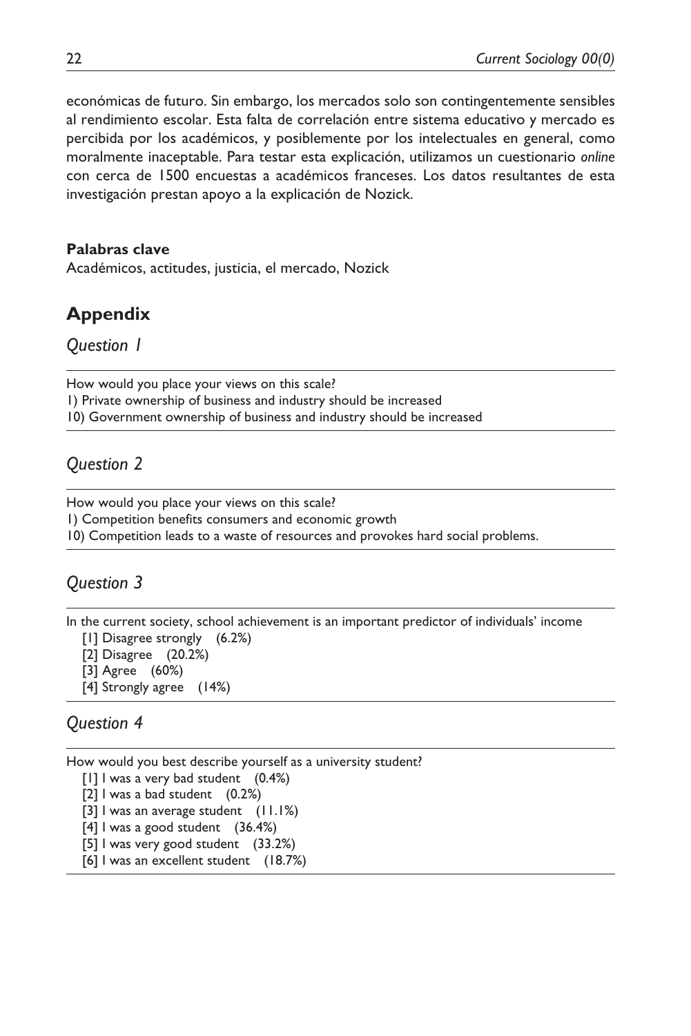económicas de futuro. Sin embargo, los mercados solo son contingentemente sensibles al rendimiento escolar. Esta falta de correlación entre sistema educativo y mercado es percibida por los académicos, y posiblemente por los intelectuales en general, como moralmente inaceptable. Para testar esta explicación, utilizamos un cuestionario *online* con cerca de 1500 encuestas a académicos franceses. Los datos resultantes de esta investigación prestan apoyo a la explicación de Nozick.

**Palabras clave**

Académicos, actitudes, justicia, el mercado, Nozick

## Appendix

### *Question 1*

How would you place your views on this scale?
1) Private ownership of business and industry should be increased
10) Government ownership of business and industry should be increased

### *Question 2*

How would you place your views on this scale?
1) Competition benefits consumers and economic growth
10) Competition leads to a waste of resources and provokes hard social problems.

### *Question 3*

In the current society, school achievement is an important predictor of individuals' income

[1] Disagree strongly (6.2%)
[2] Disagree (20.2%)
[3] Agree (60%)
[4] Strongly agree (14%)

### *Question 4*

How would you best describe yourself as a university student?

[1] I was a very bad student (0.4%)
[2] I was a bad student (0.2%)
[3] I was an average student (11.1%)
[4] I was a good student (36.4%)
[5] I was very good student (33.2%)
[6] I was an excellent student (18.7%)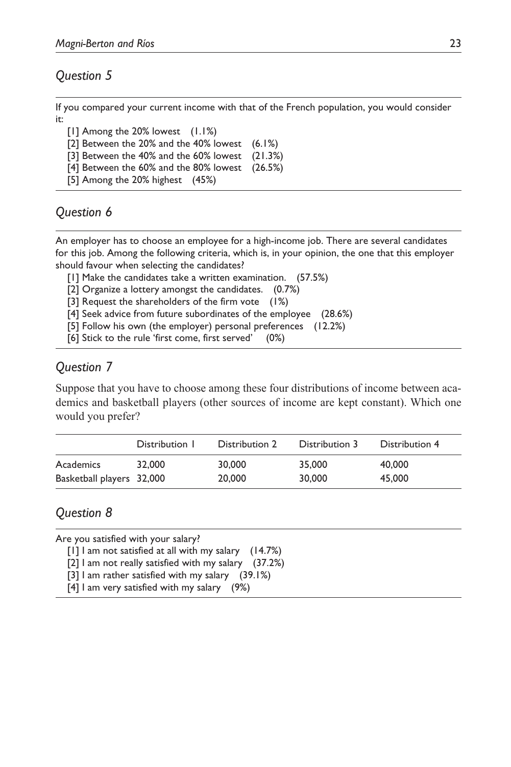## *Question 5*

If you compared your current income with that of the French population, you would consider it:

[1] Among the 20% lowest (1.1%)
[2] Between the 20% and the 40% lowest (6.1%)
[3] Between the 40% and the 60% lowest (21.3%)
[4] Between the 60% and the 80% lowest (26.5%)
[5] Among the 20% highest (45%)

## *Question 6*

An employer has to choose an employee for a high-income job. There are several candidates for this job. Among the following criteria, which is, in your opinion, the one that this employer should favour when selecting the candidates?

[1] Make the candidates take a written examination. (57.5%)
[2] Organize a lottery amongst the candidates. (0.7%)
[3] Request the shareholders of the firm vote (1%)
[4] Seek advice from future subordinates of the employee (28.6%)
[5] Follow his own (the employer) personal preferences (12.2%)
[6] Stick to the rule 'first come, first served' (0%)

## *Question 7*

Suppose that you have to choose among these four distributions of income between academics and basketball players (other sources of income are kept constant). Which one would you prefer?

| | Distribution 1 | Distribution 2 | Distribution 3 | Distribution 4 |
|---|---|---|---|---|
| Academics | 32,000 | 30,000 | 35,000 | 40,000 |
| Basketball players | 32,000 | 20,000 | 30,000 | 45,000 |

## *Question 8*

Are you satisfied with your salary?

[1] I am not satisfied at all with my salary (14.7%)
[2] I am not really satisfied with my salary (37.2%)
[3] I am rather satisfied with my salary (39.1%)
[4] I am very satisfied with my salary (9%)